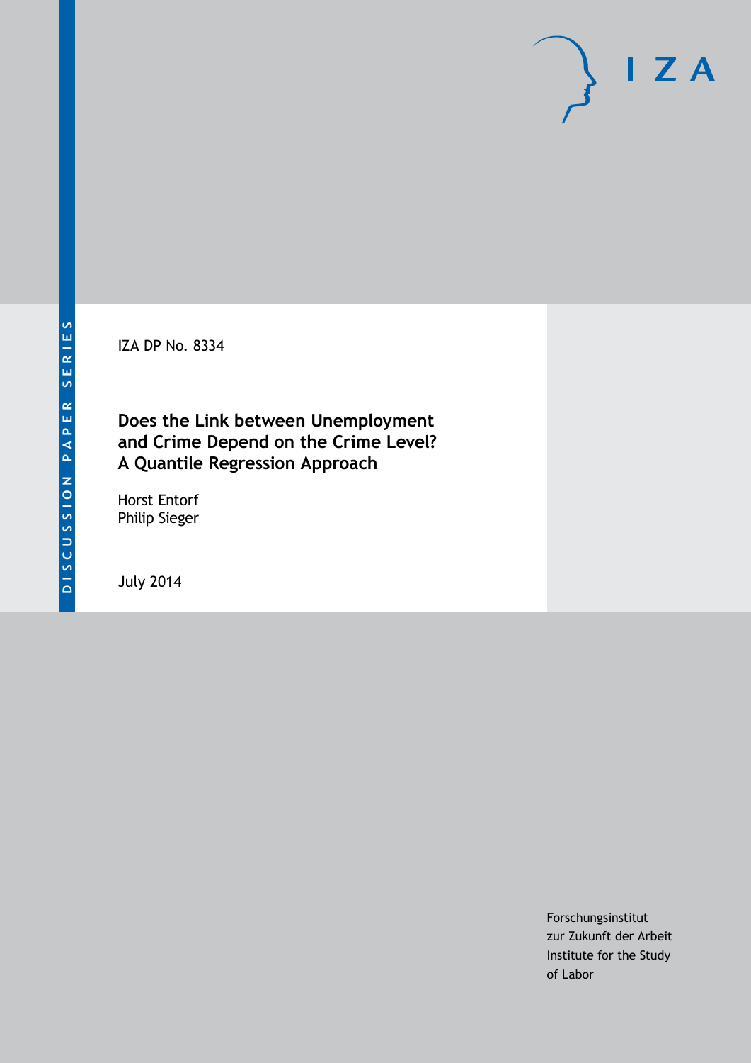DISCUSSION PAPER SERIES

IZA

IZA DP No. 8334

# Does the Link between Unemployment and Crime Depend on the Crime Level? A Quantile Regression Approach

Horst Entorf
Philip Sieger

July 2014

Forschungsinstitut
zur Zukunft der Arbeit
Institute for the Study
of Labor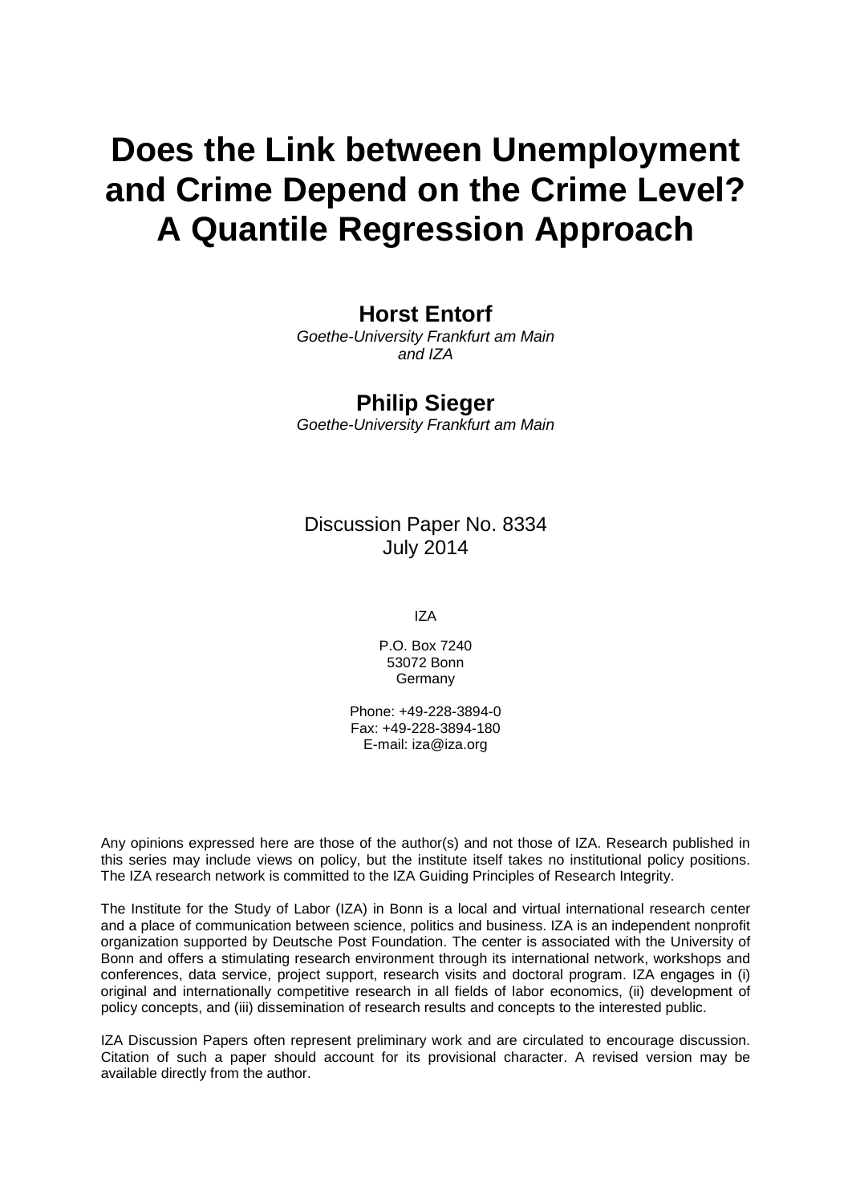# Does the Link between Unemployment and Crime Depend on the Crime Level? A Quantile Regression Approach

**Horst Entorf**
*Goethe-University Frankfurt am Main and IZA*

**Philip Sieger**
*Goethe-University Frankfurt am Main*

Discussion Paper No. 8334
July 2014

IZA

P.O. Box 7240
53072 Bonn
Germany

Phone: +49-228-3894-0
Fax: +49-228-3894-180
E-mail: iza@iza.org

Any opinions expressed here are those of the author(s) and not those of IZA. Research published in this series may include views on policy, but the institute itself takes no institutional policy positions. The IZA research network is committed to the IZA Guiding Principles of Research Integrity.

The Institute for the Study of Labor (IZA) in Bonn is a local and virtual international research center and a place of communication between science, politics and business. IZA is an independent nonprofit organization supported by Deutsche Post Foundation. The center is associated with the University of Bonn and offers a stimulating research environment through its international network, workshops and conferences, data service, project support, research visits and doctoral program. IZA engages in (i) original and internationally competitive research in all fields of labor economics, (ii) development of policy concepts, and (iii) dissemination of research results and concepts to the interested public.

IZA Discussion Papers often represent preliminary work and are circulated to encourage discussion. Citation of such a paper should account for its provisional character. A revised version may be available directly from the author.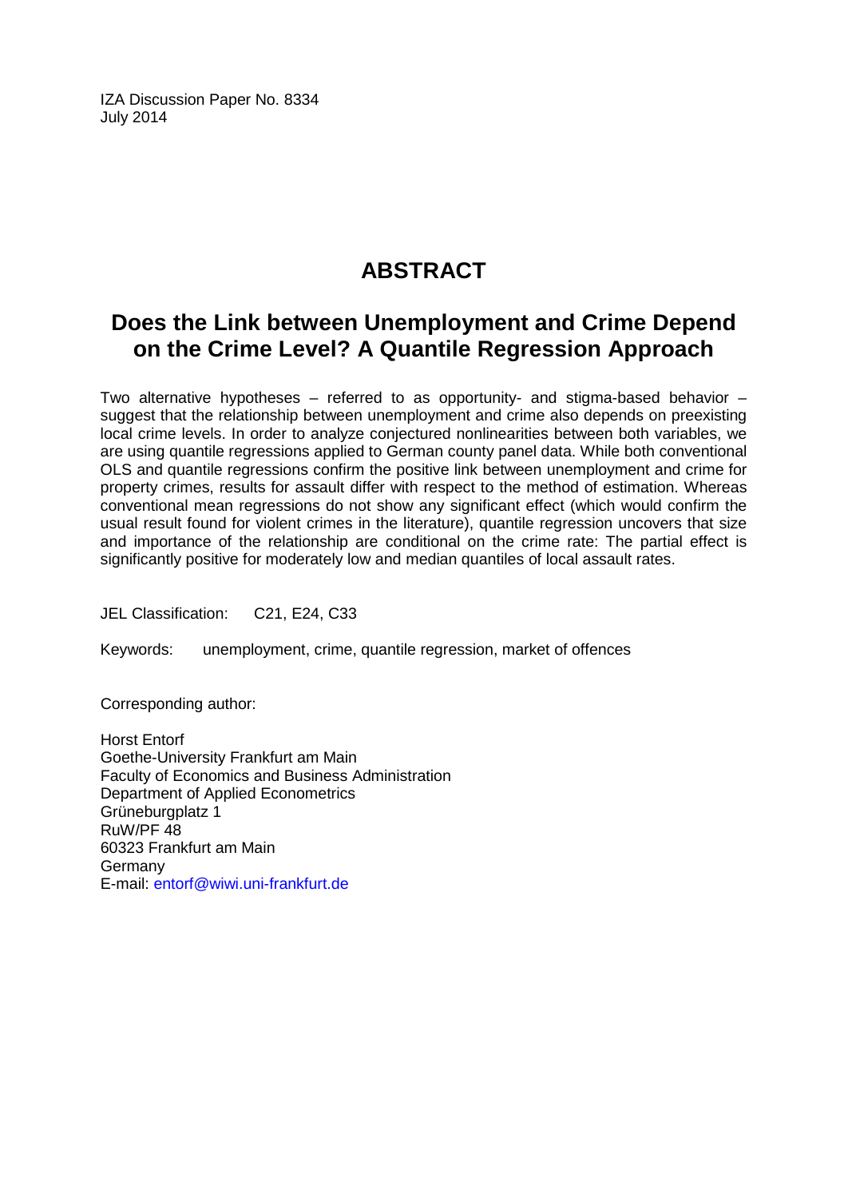IZA Discussion Paper No. 8334
July 2014

# ABSTRACT

## Does the Link between Unemployment and Crime Depend on the Crime Level? A Quantile Regression Approach

Two alternative hypotheses – referred to as opportunity- and stigma-based behavior – suggest that the relationship between unemployment and crime also depends on preexisting local crime levels. In order to analyze conjectured nonlinearities between both variables, we are using quantile regressions applied to German county panel data. While both conventional OLS and quantile regressions confirm the positive link between unemployment and crime for property crimes, results for assault differ with respect to the method of estimation. Whereas conventional mean regressions do not show any significant effect (which would confirm the usual result found for violent crimes in the literature), quantile regression uncovers that size and importance of the relationship are conditional on the crime rate: The partial effect is significantly positive for moderately low and median quantiles of local assault rates.

JEL Classification: C21, E24, C33

Keywords: unemployment, crime, quantile regression, market of offences

Corresponding author:

Horst Entorf
Goethe-University Frankfurt am Main
Faculty of Economics and Business Administration
Department of Applied Econometrics
Grüneburgplatz 1
RuW/PF 48
60323 Frankfurt am Main
Germany
E-mail: entorf@wiwi.uni-frankfurt.de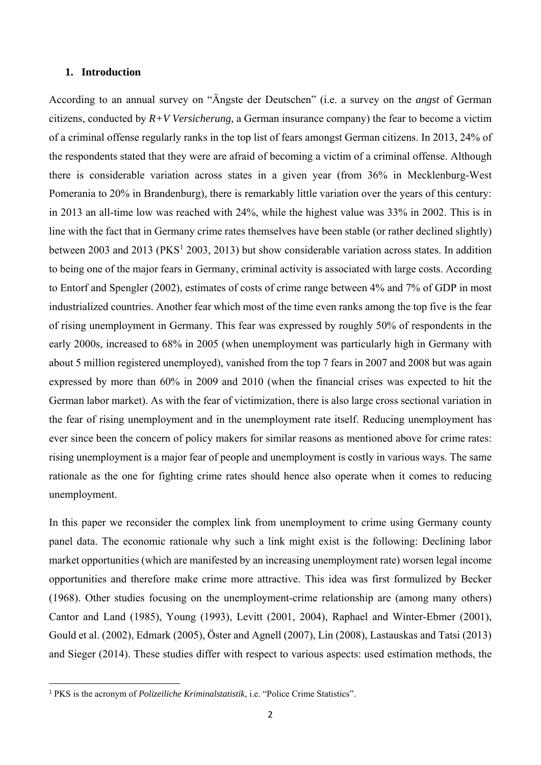## 1. Introduction

According to an annual survey on "Ängste der Deutschen" (i.e. a survey on the *angst* of German citizens, conducted by *R+V Versicherung,* a German insurance company) the fear to become a victim of a criminal offense regularly ranks in the top list of fears amongst German citizens. In 2013, 24% of the respondents stated that they were are afraid of becoming a victim of a criminal offense. Although there is considerable variation across states in a given year (from 36% in Mecklenburg-West Pomerania to 20% in Brandenburg), there is remarkably little variation over the years of this century: in 2013 an all-time low was reached with 24%, while the highest value was 33% in 2002. This is in line with the fact that in Germany crime rates themselves have been stable (or rather declined slightly) between 2003 and 2013 (PKS[1] 2003, 2013) but show considerable variation across states. In addition to being one of the major fears in Germany, criminal activity is associated with large costs. According to Entorf and Spengler (2002), estimates of costs of crime range between 4% and 7% of GDP in most industrialized countries. Another fear which most of the time even ranks among the top five is the fear of rising unemployment in Germany. This fear was expressed by roughly 50% of respondents in the early 2000s, increased to 68% in 2005 (when unemployment was particularly high in Germany with about 5 million registered unemployed), vanished from the top 7 fears in 2007 and 2008 but was again expressed by more than 60% in 2009 and 2010 (when the financial crises was expected to hit the German labor market). As with the fear of victimization, there is also large cross sectional variation in the fear of rising unemployment and in the unemployment rate itself. Reducing unemployment has ever since been the concern of policy makers for similar reasons as mentioned above for crime rates: rising unemployment is a major fear of people and unemployment is costly in various ways. The same rationale as the one for fighting crime rates should hence also operate when it comes to reducing unemployment.

In this paper we reconsider the complex link from unemployment to crime using Germany county panel data. The economic rationale why such a link might exist is the following: Declining labor market opportunities (which are manifested by an increasing unemployment rate) worsen legal income opportunities and therefore make crime more attractive. This idea was first formulized by Becker (1968). Other studies focusing on the unemployment-crime relationship are (among many others) Cantor and Land (1985), Young (1993), Levitt (2001, 2004), Raphael and Winter-Ebmer (2001), Gould et al. (2002), Edmark (2005), Öster and Agnell (2007), Lin (2008), Lastauskas and Tatsi (2013) and Sieger (2014). These studies differ with respect to various aspects: used estimation methods, the

[1] PKS is the acronym of *Polizeiliche Kriminalstatistik*, i.e. "Police Crime Statistics".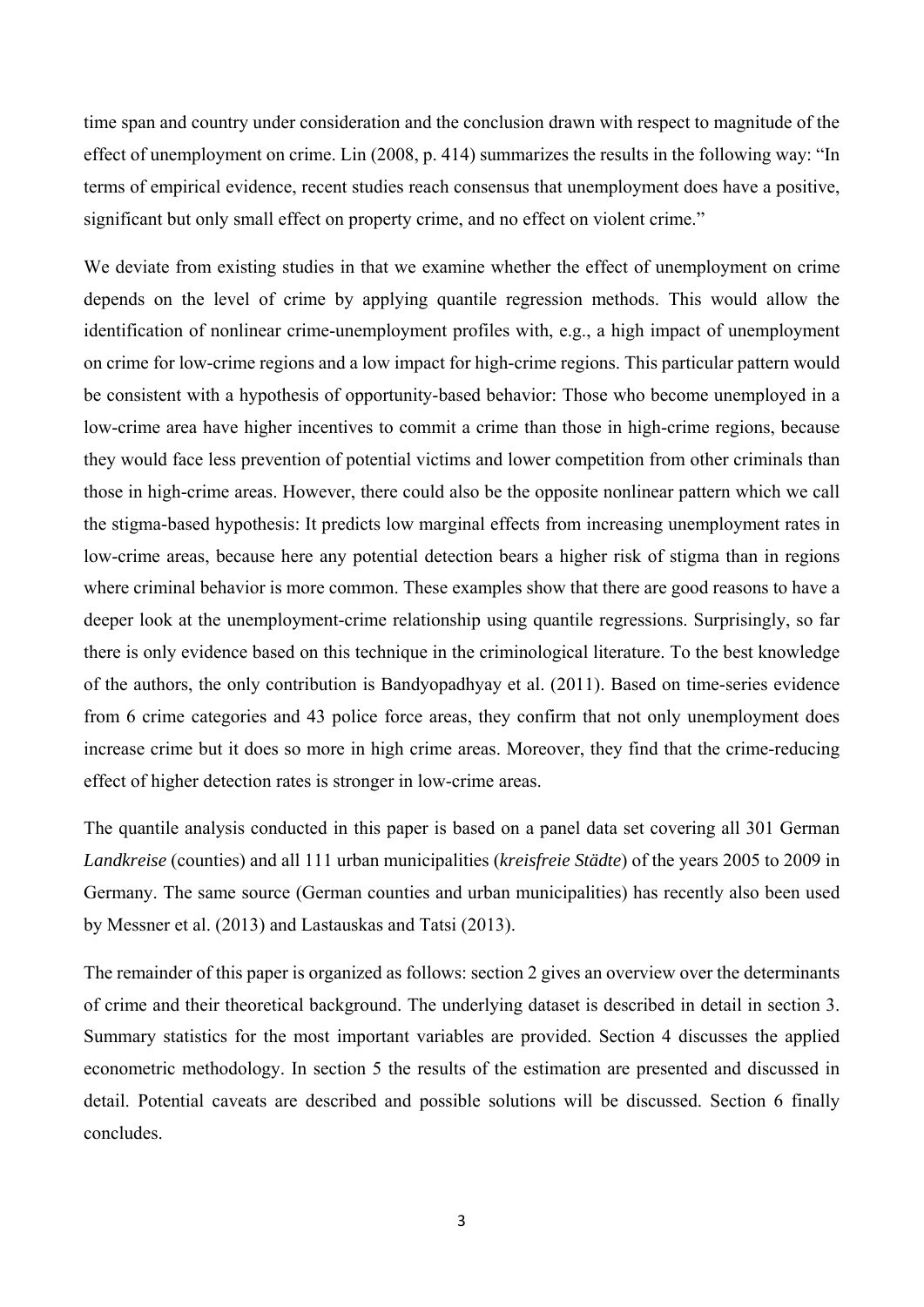time span and country under consideration and the conclusion drawn with respect to magnitude of the effect of unemployment on crime. Lin (2008, p. 414) summarizes the results in the following way: "In terms of empirical evidence, recent studies reach consensus that unemployment does have a positive, significant but only small effect on property crime, and no effect on violent crime."

We deviate from existing studies in that we examine whether the effect of unemployment on crime depends on the level of crime by applying quantile regression methods. This would allow the identification of nonlinear crime-unemployment profiles with, e.g., a high impact of unemployment on crime for low-crime regions and a low impact for high-crime regions. This particular pattern would be consistent with a hypothesis of opportunity-based behavior: Those who become unemployed in a low-crime area have higher incentives to commit a crime than those in high-crime regions, because they would face less prevention of potential victims and lower competition from other criminals than those in high-crime areas. However, there could also be the opposite nonlinear pattern which we call the stigma-based hypothesis: It predicts low marginal effects from increasing unemployment rates in low-crime areas, because here any potential detection bears a higher risk of stigma than in regions where criminal behavior is more common. These examples show that there are good reasons to have a deeper look at the unemployment-crime relationship using quantile regressions. Surprisingly, so far there is only evidence based on this technique in the criminological literature. To the best knowledge of the authors, the only contribution is Bandyopadhyay et al. (2011). Based on time-series evidence from 6 crime categories and 43 police force areas, they confirm that not only unemployment does increase crime but it does so more in high crime areas. Moreover, they find that the crime-reducing effect of higher detection rates is stronger in low-crime areas.

The quantile analysis conducted in this paper is based on a panel data set covering all 301 German *Landkreise* (counties) and all 111 urban municipalities (*kreisfreie Städte*) of the years 2005 to 2009 in Germany. The same source (German counties and urban municipalities) has recently also been used by Messner et al. (2013) and Lastauskas and Tatsi (2013).

The remainder of this paper is organized as follows: section 2 gives an overview over the determinants of crime and their theoretical background. The underlying dataset is described in detail in section 3. Summary statistics for the most important variables are provided. Section 4 discusses the applied econometric methodology. In section 5 the results of the estimation are presented and discussed in detail. Potential caveats are described and possible solutions will be discussed. Section 6 finally concludes.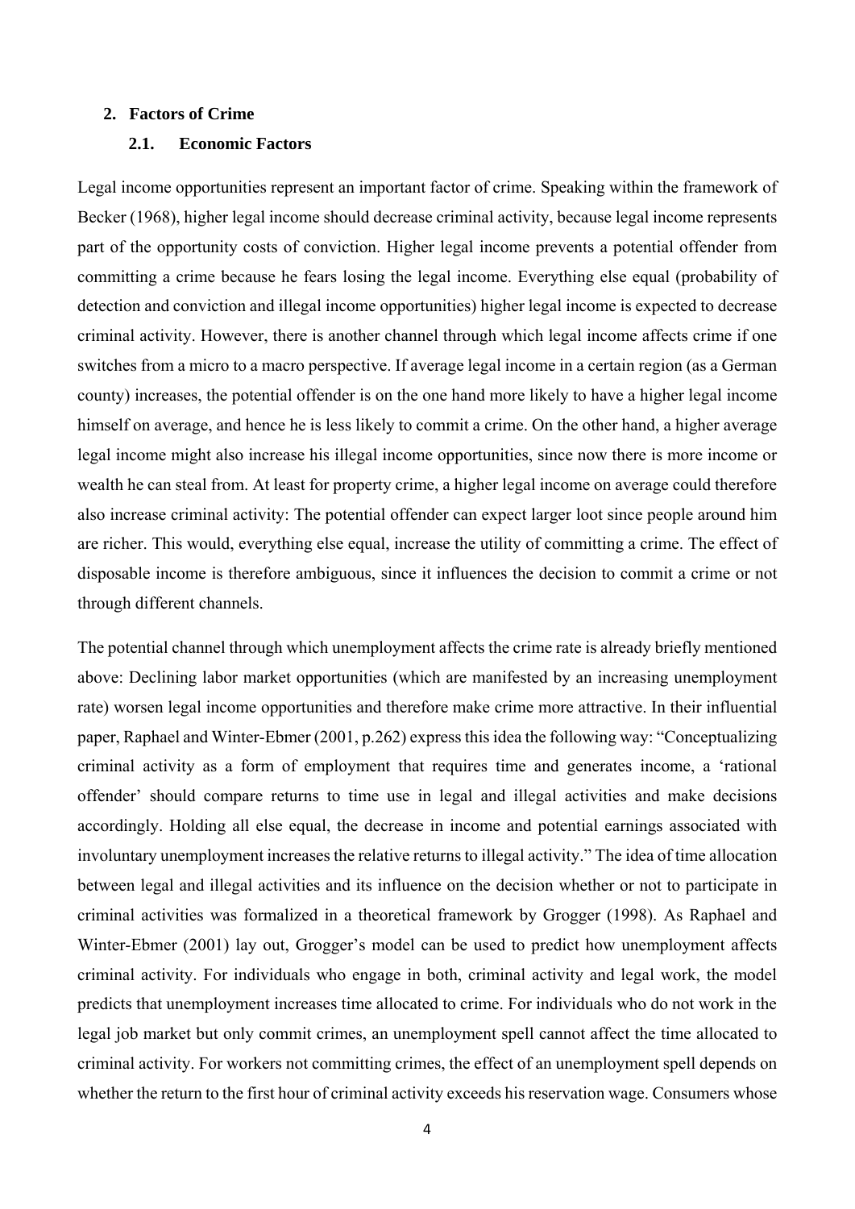## 2. Factors of Crime

### 2.1. Economic Factors

Legal income opportunities represent an important factor of crime. Speaking within the framework of Becker (1968), higher legal income should decrease criminal activity, because legal income represents part of the opportunity costs of conviction. Higher legal income prevents a potential offender from committing a crime because he fears losing the legal income. Everything else equal (probability of detection and conviction and illegal income opportunities) higher legal income is expected to decrease criminal activity. However, there is another channel through which legal income affects crime if one switches from a micro to a macro perspective. If average legal income in a certain region (as a German county) increases, the potential offender is on the one hand more likely to have a higher legal income himself on average, and hence he is less likely to commit a crime. On the other hand, a higher average legal income might also increase his illegal income opportunities, since now there is more income or wealth he can steal from. At least for property crime, a higher legal income on average could therefore also increase criminal activity: The potential offender can expect larger loot since people around him are richer. This would, everything else equal, increase the utility of committing a crime. The effect of disposable income is therefore ambiguous, since it influences the decision to commit a crime or not through different channels.

The potential channel through which unemployment affects the crime rate is already briefly mentioned above: Declining labor market opportunities (which are manifested by an increasing unemployment rate) worsen legal income opportunities and therefore make crime more attractive. In their influential paper, Raphael and Winter-Ebmer (2001, p.262) express this idea the following way: "Conceptualizing criminal activity as a form of employment that requires time and generates income, a 'rational offender' should compare returns to time use in legal and illegal activities and make decisions accordingly. Holding all else equal, the decrease in income and potential earnings associated with involuntary unemployment increases the relative returns to illegal activity." The idea of time allocation between legal and illegal activities and its influence on the decision whether or not to participate in criminal activities was formalized in a theoretical framework by Grogger (1998). As Raphael and Winter-Ebmer (2001) lay out, Grogger's model can be used to predict how unemployment affects criminal activity. For individuals who engage in both, criminal activity and legal work, the model predicts that unemployment increases time allocated to crime. For individuals who do not work in the legal job market but only commit crimes, an unemployment spell cannot affect the time allocated to criminal activity. For workers not committing crimes, the effect of an unemployment spell depends on whether the return to the first hour of criminal activity exceeds his reservation wage. Consumers whose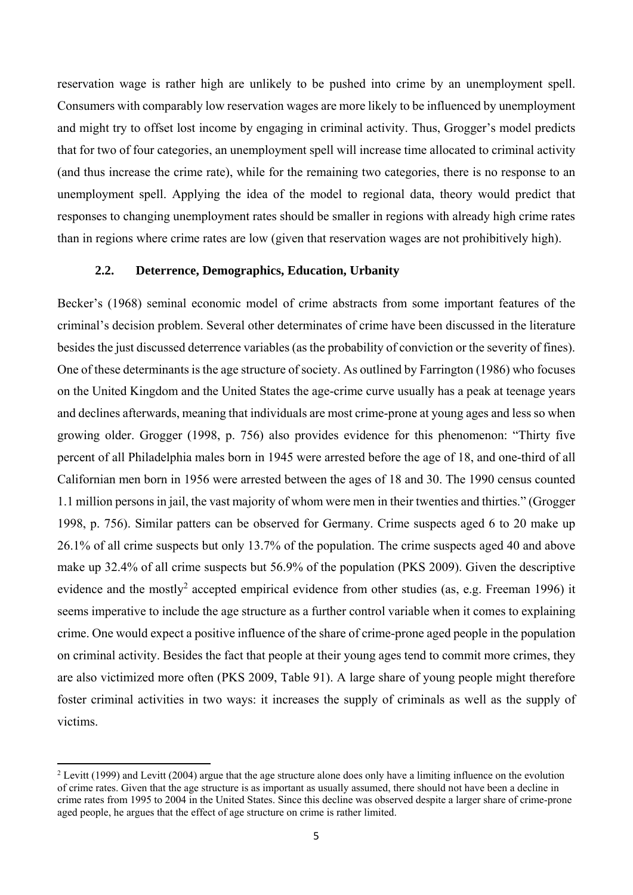reservation wage is rather high are unlikely to be pushed into crime by an unemployment spell. Consumers with comparably low reservation wages are more likely to be influenced by unemployment and might try to offset lost income by engaging in criminal activity. Thus, Grogger's model predicts that for two of four categories, an unemployment spell will increase time allocated to criminal activity (and thus increase the crime rate), while for the remaining two categories, there is no response to an unemployment spell. Applying the idea of the model to regional data, theory would predict that responses to changing unemployment rates should be smaller in regions with already high crime rates than in regions where crime rates are low (given that reservation wages are not prohibitively high).

### 2.2. Deterrence, Demographics, Education, Urbanity

Becker's (1968) seminal economic model of crime abstracts from some important features of the criminal's decision problem. Several other determinates of crime have been discussed in the literature besides the just discussed deterrence variables (as the probability of conviction or the severity of fines). One of these determinants is the age structure of society. As outlined by Farrington (1986) who focuses on the United Kingdom and the United States the age-crime curve usually has a peak at teenage years and declines afterwards, meaning that individuals are most crime-prone at young ages and less so when growing older. Grogger (1998, p. 756) also provides evidence for this phenomenon: "Thirty five percent of all Philadelphia males born in 1945 were arrested before the age of 18, and one-third of all Californian men born in 1956 were arrested between the ages of 18 and 30. The 1990 census counted 1.1 million persons in jail, the vast majority of whom were men in their twenties and thirties." (Grogger 1998, p. 756). Similar patters can be observed for Germany. Crime suspects aged 6 to 20 make up 26.1% of all crime suspects but only 13.7% of the population. The crime suspects aged 40 and above make up 32.4% of all crime suspects but 56.9% of the population (PKS 2009). Given the descriptive evidence and the mostly[2] accepted empirical evidence from other studies (as, e.g. Freeman 1996) it seems imperative to include the age structure as a further control variable when it comes to explaining crime. One would expect a positive influence of the share of crime-prone aged people in the population on criminal activity. Besides the fact that people at their young ages tend to commit more crimes, they are also victimized more often (PKS 2009, Table 91). A large share of young people might therefore foster criminal activities in two ways: it increases the supply of criminals as well as the supply of victims.

[2] Levitt (1999) and Levitt (2004) argue that the age structure alone does only have a limiting influence on the evolution of crime rates. Given that the age structure is as important as usually assumed, there should not have been a decline in crime rates from 1995 to 2004 in the United States. Since this decline was observed despite a larger share of crime-prone aged people, he argues that the effect of age structure on crime is rather limited.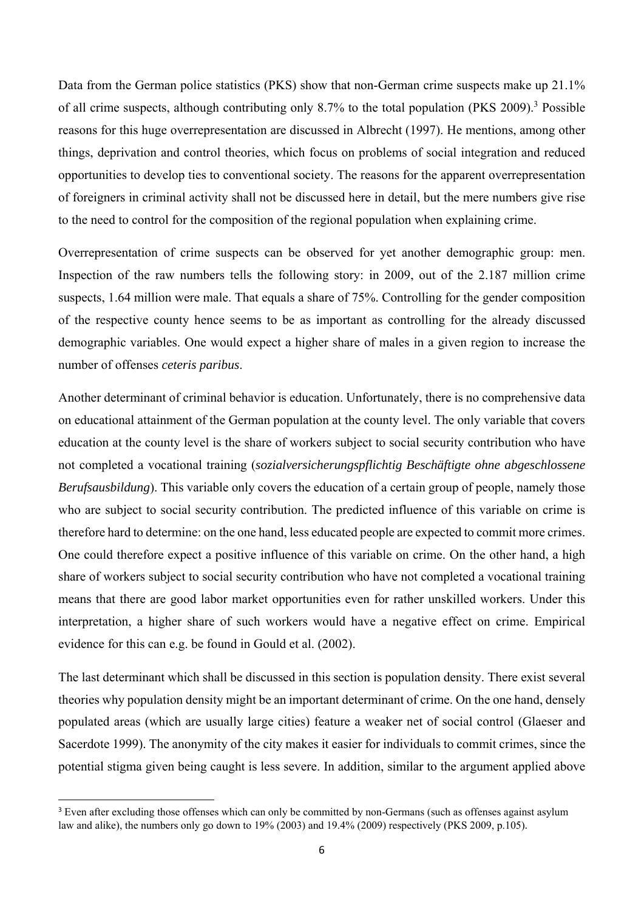Data from the German police statistics (PKS) show that non-German crime suspects make up 21.1% of all crime suspects, although contributing only 8.7% to the total population (PKS 2009).[3] Possible reasons for this huge overrepresentation are discussed in Albrecht (1997). He mentions, among other things, deprivation and control theories, which focus on problems of social integration and reduced opportunities to develop ties to conventional society. The reasons for the apparent overrepresentation of foreigners in criminal activity shall not be discussed here in detail, but the mere numbers give rise to the need to control for the composition of the regional population when explaining crime.

Overrepresentation of crime suspects can be observed for yet another demographic group: men. Inspection of the raw numbers tells the following story: in 2009, out of the 2.187 million crime suspects, 1.64 million were male. That equals a share of 75%. Controlling for the gender composition of the respective county hence seems to be as important as controlling for the already discussed demographic variables. One would expect a higher share of males in a given region to increase the number of offenses *ceteris paribus*.

Another determinant of criminal behavior is education. Unfortunately, there is no comprehensive data on educational attainment of the German population at the county level. The only variable that covers education at the county level is the share of workers subject to social security contribution who have not completed a vocational training (*sozialversicherungspflichtig Beschäftigte ohne abgeschlossene Berufsausbildung*). This variable only covers the education of a certain group of people, namely those who are subject to social security contribution. The predicted influence of this variable on crime is therefore hard to determine: on the one hand, less educated people are expected to commit more crimes. One could therefore expect a positive influence of this variable on crime. On the other hand, a high share of workers subject to social security contribution who have not completed a vocational training means that there are good labor market opportunities even for rather unskilled workers. Under this interpretation, a higher share of such workers would have a negative effect on crime. Empirical evidence for this can e.g. be found in Gould et al. (2002).

The last determinant which shall be discussed in this section is population density. There exist several theories why population density might be an important determinant of crime. On the one hand, densely populated areas (which are usually large cities) feature a weaker net of social control (Glaeser and Sacerdote 1999). The anonymity of the city makes it easier for individuals to commit crimes, since the potential stigma given being caught is less severe. In addition, similar to the argument applied above

[3] Even after excluding those offenses which can only be committed by non-Germans (such as offenses against asylum law and alike), the numbers only go down to 19% (2003) and 19.4% (2009) respectively (PKS 2009, p.105).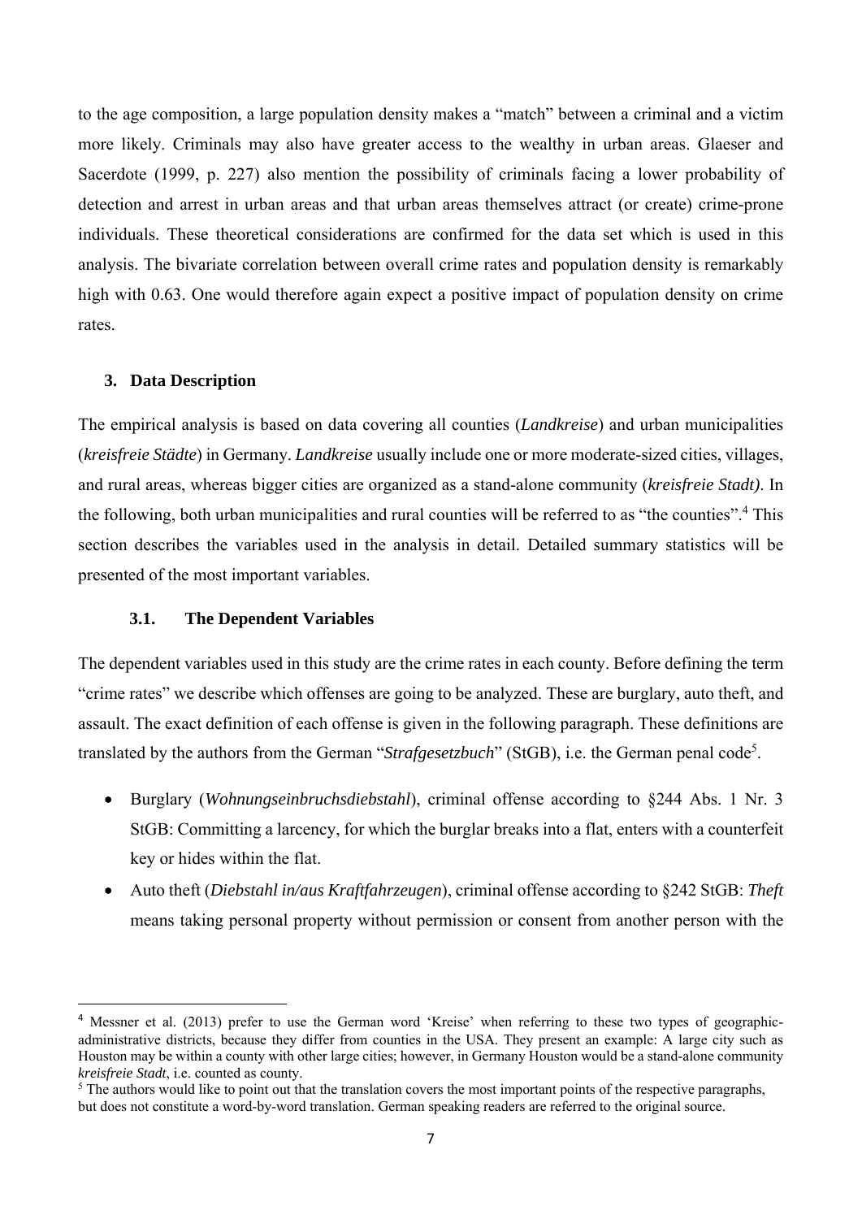to the age composition, a large population density makes a "match" between a criminal and a victim more likely. Criminals may also have greater access to the wealthy in urban areas. Glaeser and Sacerdote (1999, p. 227) also mention the possibility of criminals facing a lower probability of detection and arrest in urban areas and that urban areas themselves attract (or create) crime-prone individuals. These theoretical considerations are confirmed for the data set which is used in this analysis. The bivariate correlation between overall crime rates and population density is remarkably high with 0.63. One would therefore again expect a positive impact of population density on crime rates.

## 3. Data Description

The empirical analysis is based on data covering all counties (*Landkreise*) and urban municipalities (*kreisfreie Städte*) in Germany. *Landkreise* usually include one or more moderate-sized cities, villages, and rural areas, whereas bigger cities are organized as a stand-alone community (*kreisfreie Stadt)*. In the following, both urban municipalities and rural counties will be referred to as "the counties".[4] This section describes the variables used in the analysis in detail. Detailed summary statistics will be presented of the most important variables.

### 3.1. The Dependent Variables

The dependent variables used in this study are the crime rates in each county. Before defining the term "crime rates" we describe which offenses are going to be analyzed. These are burglary, auto theft, and assault. The exact definition of each offense is given in the following paragraph. These definitions are translated by the authors from the German "*Strafgesetzbuch*" (StGB), i.e. the German penal code[5].

- Burglary (*Wohnungseinbruchsdiebstahl*), criminal offense according to §244 Abs. 1 Nr. 3 StGB: Committing a larcency, for which the burglar breaks into a flat, enters with a counterfeit key or hides within the flat.
- Auto theft (*Diebstahl in/aus Kraftfahrzeugen*), criminal offense according to §242 StGB: *Theft* means taking personal property without permission or consent from another person with the

---

[4] Messner et al. (2013) prefer to use the German word 'Kreise' when referring to these two types of geographic-administrative districts, because they differ from counties in the USA. They present an example: A large city such as Houston may be within a county with other large cities; however, in Germany Houston would be a stand-alone community *kreisfreie Stadt*, i.e. counted as county.

[5] The authors would like to point out that the translation covers the most important points of the respective paragraphs, but does not constitute a word-by-word translation. German speaking readers are referred to the original source.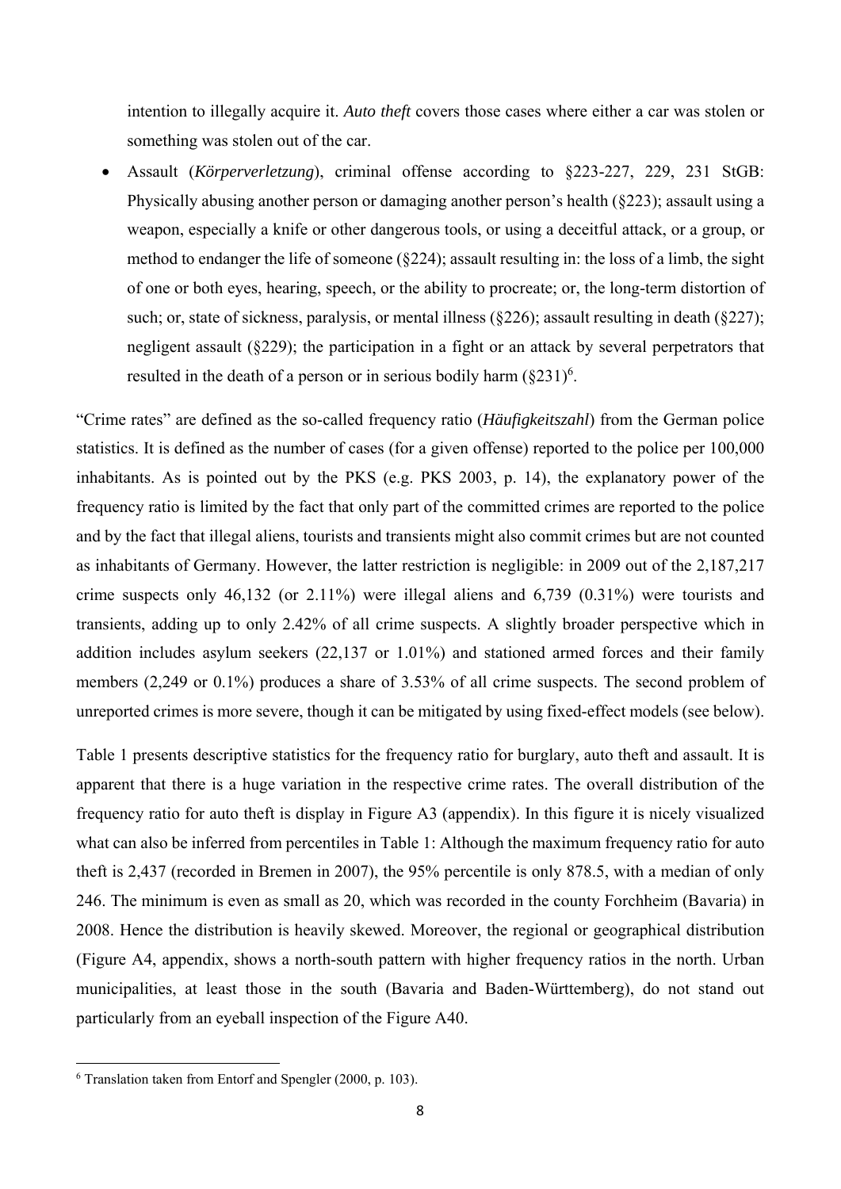intention to illegally acquire it. *Auto theft* covers those cases where either a car was stolen or something was stolen out of the car.

- Assault (*Körperverletzung*), criminal offense according to §223-227, 229, 231 StGB: Physically abusing another person or damaging another person's health (§223); assault using a weapon, especially a knife or other dangerous tools, or using a deceitful attack, or a group, or method to endanger the life of someone (§224); assault resulting in: the loss of a limb, the sight of one or both eyes, hearing, speech, or the ability to procreate; or, the long-term distortion of such; or, state of sickness, paralysis, or mental illness (§226); assault resulting in death (§227); negligent assault (§229); the participation in a fight or an attack by several perpetrators that resulted in the death of a person or in serious bodily harm (§231)[6].

"Crime rates" are defined as the so-called frequency ratio (*Häufigkeitszahl*) from the German police statistics. It is defined as the number of cases (for a given offense) reported to the police per 100,000 inhabitants. As is pointed out by the PKS (e.g. PKS 2003, p. 14), the explanatory power of the frequency ratio is limited by the fact that only part of the committed crimes are reported to the police and by the fact that illegal aliens, tourists and transients might also commit crimes but are not counted as inhabitants of Germany. However, the latter restriction is negligible: in 2009 out of the 2,187,217 crime suspects only 46,132 (or 2.11%) were illegal aliens and 6,739 (0.31%) were tourists and transients, adding up to only 2.42% of all crime suspects. A slightly broader perspective which in addition includes asylum seekers (22,137 or 1.01%) and stationed armed forces and their family members (2,249 or 0.1%) produces a share of 3.53% of all crime suspects. The second problem of unreported crimes is more severe, though it can be mitigated by using fixed-effect models (see below).

Table 1 presents descriptive statistics for the frequency ratio for burglary, auto theft and assault. It is apparent that there is a huge variation in the respective crime rates. The overall distribution of the frequency ratio for auto theft is display in Figure A3 (appendix). In this figure it is nicely visualized what can also be inferred from percentiles in Table 1: Although the maximum frequency ratio for auto theft is 2,437 (recorded in Bremen in 2007), the 95% percentile is only 878.5, with a median of only 246. The minimum is even as small as 20, which was recorded in the county Forchheim (Bavaria) in 2008. Hence the distribution is heavily skewed. Moreover, the regional or geographical distribution (Figure A4, appendix, shows a north-south pattern with higher frequency ratios in the north. Urban municipalities, at least those in the south (Bavaria and Baden-Württemberg), do not stand out particularly from an eyeball inspection of the Figure A40.

[6] Translation taken from Entorf and Spengler (2000, p. 103).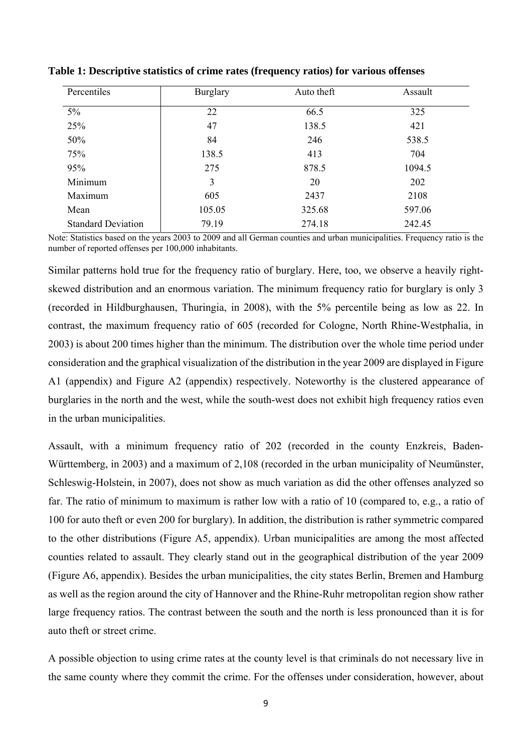**Table 1: Descriptive statistics of crime rates (frequency ratios) for various offenses**

| Percentiles | Burglary | Auto theft | Assault |
|---|---|---|---|
| 5% | 22 | 66.5 | 325 |
| 25% | 47 | 138.5 | 421 |
| 50% | 84 | 246 | 538.5 |
| 75% | 138.5 | 413 | 704 |
| 95% | 275 | 878.5 | 1094.5 |
| Minimum | 3 | 20 | 202 |
| Maximum | 605 | 2437 | 2108 |
| Mean | 105.05 | 325.68 | 597.06 |
| Standard Deviation | 79.19 | 274.18 | 242.45 |

Note: Statistics based on the years 2003 to 2009 and all German counties and urban municipalities. Frequency ratio is the number of reported offenses per 100,000 inhabitants.

Similar patterns hold true for the frequency ratio of burglary. Here, too, we observe a heavily right-skewed distribution and an enormous variation. The minimum frequency ratio for burglary is only 3 (recorded in Hildburghausen, Thuringia, in 2008), with the 5% percentile being as low as 22. In contrast, the maximum frequency ratio of 605 (recorded for Cologne, North Rhine-Westphalia, in 2003) is about 200 times higher than the minimum. The distribution over the whole time period under consideration and the graphical visualization of the distribution in the year 2009 are displayed in Figure A1 (appendix) and Figure A2 (appendix) respectively. Noteworthy is the clustered appearance of burglaries in the north and the west, while the south-west does not exhibit high frequency ratios even in the urban municipalities.

Assault, with a minimum frequency ratio of 202 (recorded in the county Enzkreis, Baden-Württemberg, in 2003) and a maximum of 2,108 (recorded in the urban municipality of Neumünster, Schleswig-Holstein, in 2007), does not show as much variation as did the other offenses analyzed so far. The ratio of minimum to maximum is rather low with a ratio of 10 (compared to, e.g., a ratio of 100 for auto theft or even 200 for burglary). In addition, the distribution is rather symmetric compared to the other distributions (Figure A5, appendix). Urban municipalities are among the most affected counties related to assault. They clearly stand out in the geographical distribution of the year 2009 (Figure A6, appendix). Besides the urban municipalities, the city states Berlin, Bremen and Hamburg as well as the region around the city of Hannover and the Rhine-Ruhr metropolitan region show rather large frequency ratios. The contrast between the south and the north is less pronounced than it is for auto theft or street crime.

A possible objection to using crime rates at the county level is that criminals do not necessary live in the same county where they commit the crime. For the offenses under consideration, however, about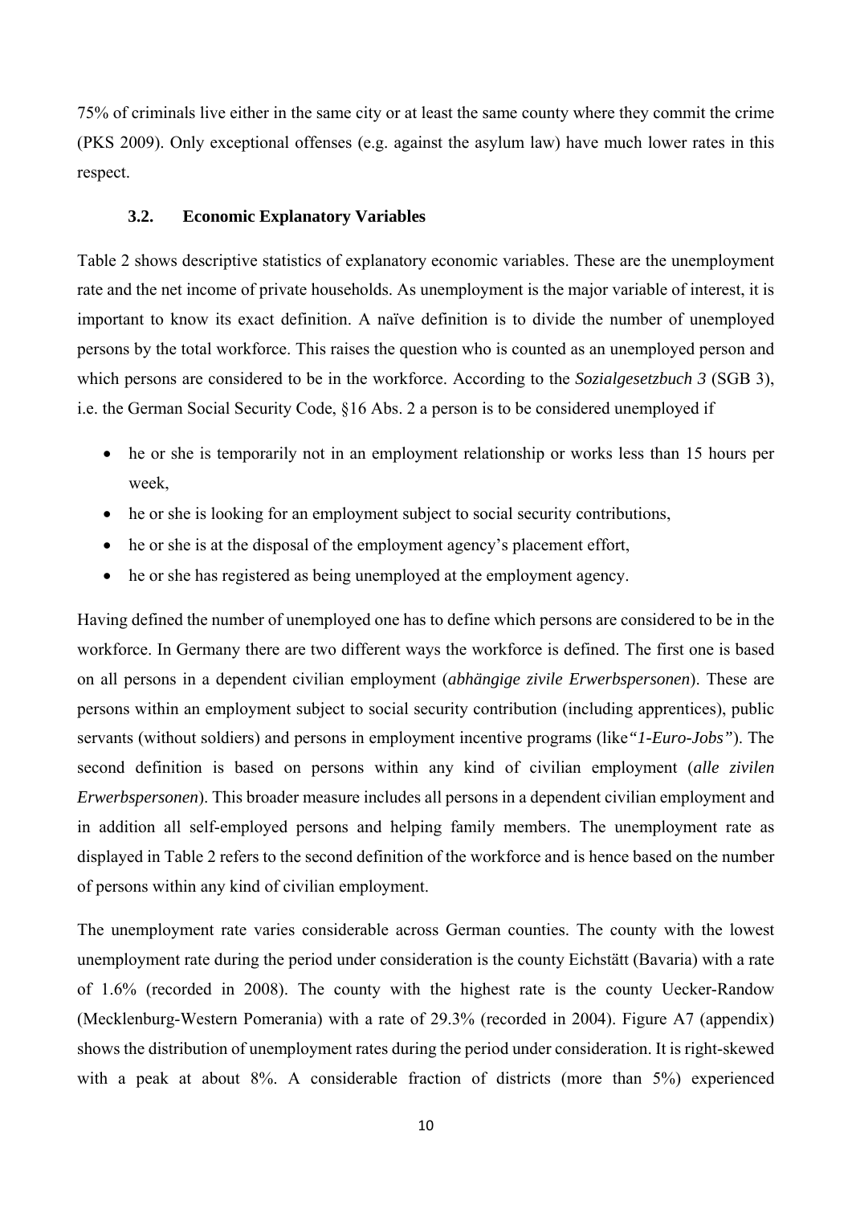75% of criminals live either in the same city or at least the same county where they commit the crime (PKS 2009). Only exceptional offenses (e.g. against the asylum law) have much lower rates in this respect.

### 3.2. Economic Explanatory Variables

Table 2 shows descriptive statistics of explanatory economic variables. These are the unemployment rate and the net income of private households. As unemployment is the major variable of interest, it is important to know its exact definition. A naïve definition is to divide the number of unemployed persons by the total workforce. This raises the question who is counted as an unemployed person and which persons are considered to be in the workforce. According to the *Sozialgesetzbuch 3* (SGB 3), i.e. the German Social Security Code, §16 Abs. 2 a person is to be considered unemployed if

- he or she is temporarily not in an employment relationship or works less than 15 hours per week,
- he or she is looking for an employment subject to social security contributions,
- he or she is at the disposal of the employment agency's placement effort,
- he or she has registered as being unemployed at the employment agency.

Having defined the number of unemployed one has to define which persons are considered to be in the workforce. In Germany there are two different ways the workforce is defined. The first one is based on all persons in a dependent civilian employment (*abhängige zivile Erwerbspersonen*). These are persons within an employment subject to social security contribution (including apprentices), public servants (without soldiers) and persons in employment incentive programs (like *"1-Euro-Jobs"*). The second definition is based on persons within any kind of civilian employment (*alle zivilen Erwerbspersonen*). This broader measure includes all persons in a dependent civilian employment and in addition all self-employed persons and helping family members. The unemployment rate as displayed in Table 2 refers to the second definition of the workforce and is hence based on the number of persons within any kind of civilian employment.

The unemployment rate varies considerable across German counties. The county with the lowest unemployment rate during the period under consideration is the county Eichstätt (Bavaria) with a rate of 1.6% (recorded in 2008). The county with the highest rate is the county Uecker-Randow (Mecklenburg-Western Pomerania) with a rate of 29.3% (recorded in 2004). Figure A7 (appendix) shows the distribution of unemployment rates during the period under consideration. It is right-skewed with a peak at about 8%. A considerable fraction of districts (more than 5%) experienced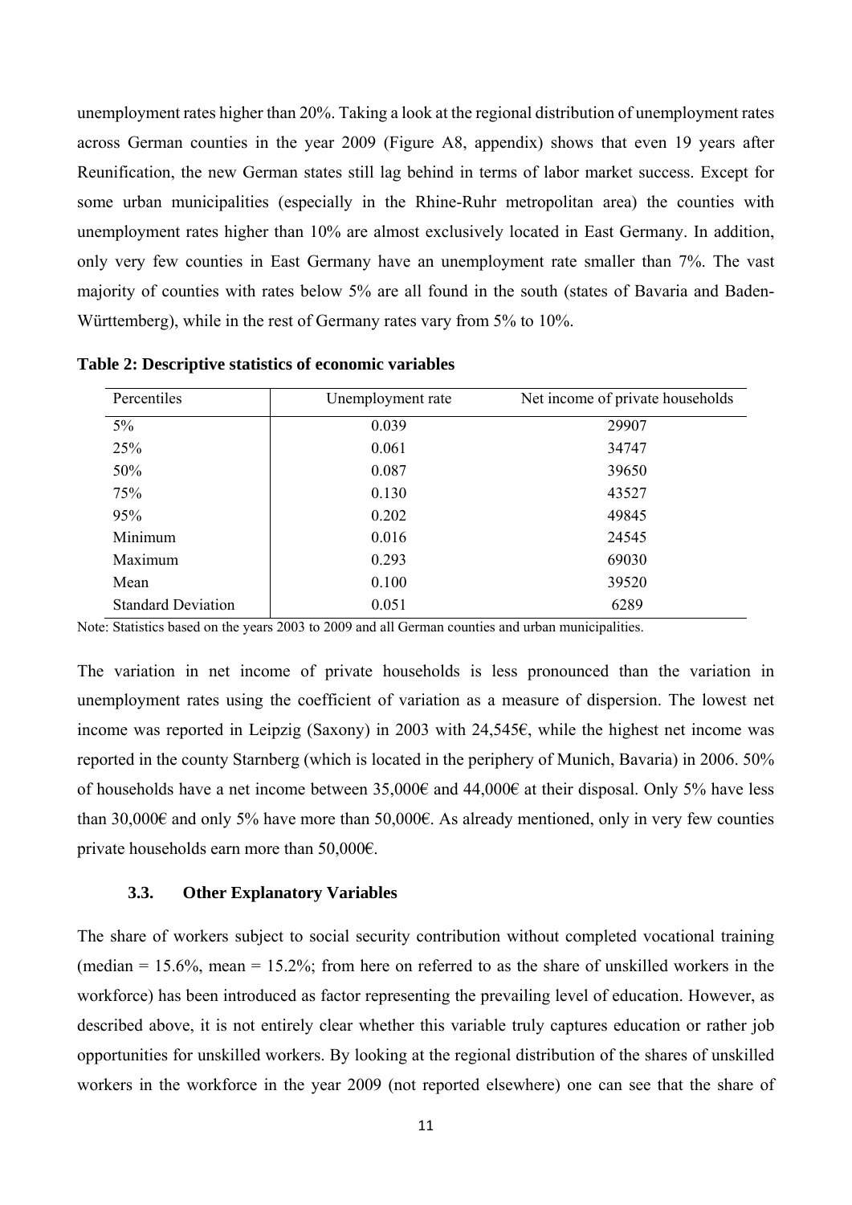unemployment rates higher than 20%. Taking a look at the regional distribution of unemployment rates across German counties in the year 2009 (Figure A8, appendix) shows that even 19 years after Reunification, the new German states still lag behind in terms of labor market success. Except for some urban municipalities (especially in the Rhine-Ruhr metropolitan area) the counties with unemployment rates higher than 10% are almost exclusively located in East Germany. In addition, only very few counties in East Germany have an unemployment rate smaller than 7%. The vast majority of counties with rates below 5% are all found in the south (states of Bavaria and Baden-Württemberg), while in the rest of Germany rates vary from 5% to 10%.

**Table 2: Descriptive statistics of economic variables**

| Percentiles | Unemployment rate | Net income of private households |
|---|---|---|
| 5% | 0.039 | 29907 |
| 25% | 0.061 | 34747 |
| 50% | 0.087 | 39650 |
| 75% | 0.130 | 43527 |
| 95% | 0.202 | 49845 |
| Minimum | 0.016 | 24545 |
| Maximum | 0.293 | 69030 |
| Mean | 0.100 | 39520 |
| Standard Deviation | 0.051 | 6289 |

Note: Statistics based on the years 2003 to 2009 and all German counties and urban municipalities.

The variation in net income of private households is less pronounced than the variation in unemployment rates using the coefficient of variation as a measure of dispersion. The lowest net income was reported in Leipzig (Saxony) in 2003 with 24,545€, while the highest net income was reported in the county Starnberg (which is located in the periphery of Munich, Bavaria) in 2006. 50% of households have a net income between 35,000€ and 44,000€ at their disposal. Only 5% have less than 30,000€ and only 5% have more than 50,000€. As already mentioned, only in very few counties private households earn more than 50,000€.

### 3.3. Other Explanatory Variables

The share of workers subject to social security contribution without completed vocational training (median = 15.6%, mean = 15.2%; from here on referred to as the share of unskilled workers in the workforce) has been introduced as factor representing the prevailing level of education. However, as described above, it is not entirely clear whether this variable truly captures education or rather job opportunities for unskilled workers. By looking at the regional distribution of the shares of unskilled workers in the workforce in the year 2009 (not reported elsewhere) one can see that the share of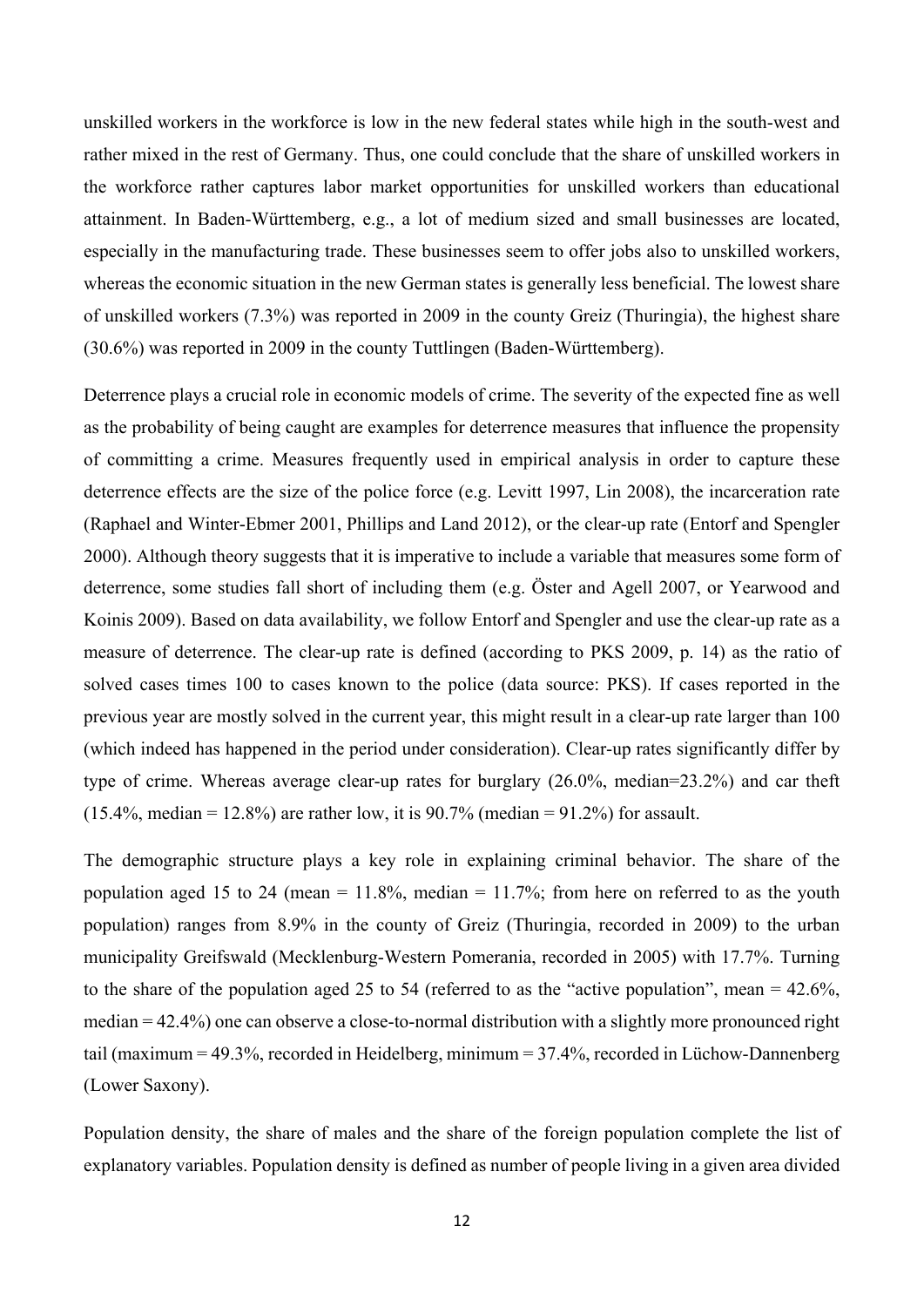unskilled workers in the workforce is low in the new federal states while high in the south-west and rather mixed in the rest of Germany. Thus, one could conclude that the share of unskilled workers in the workforce rather captures labor market opportunities for unskilled workers than educational attainment. In Baden-Württemberg, e.g., a lot of medium sized and small businesses are located, especially in the manufacturing trade. These businesses seem to offer jobs also to unskilled workers, whereas the economic situation in the new German states is generally less beneficial. The lowest share of unskilled workers (7.3%) was reported in 2009 in the county Greiz (Thuringia), the highest share (30.6%) was reported in 2009 in the county Tuttlingen (Baden-Württemberg).

Deterrence plays a crucial role in economic models of crime. The severity of the expected fine as well as the probability of being caught are examples for deterrence measures that influence the propensity of committing a crime. Measures frequently used in empirical analysis in order to capture these deterrence effects are the size of the police force (e.g. Levitt 1997, Lin 2008), the incarceration rate (Raphael and Winter-Ebmer 2001, Phillips and Land 2012), or the clear-up rate (Entorf and Spengler 2000). Although theory suggests that it is imperative to include a variable that measures some form of deterrence, some studies fall short of including them (e.g. Öster and Agell 2007, or Yearwood and Koinis 2009). Based on data availability, we follow Entorf and Spengler and use the clear-up rate as a measure of deterrence. The clear-up rate is defined (according to PKS 2009, p. 14) as the ratio of solved cases times 100 to cases known to the police (data source: PKS). If cases reported in the previous year are mostly solved in the current year, this might result in a clear-up rate larger than 100 (which indeed has happened in the period under consideration). Clear-up rates significantly differ by type of crime. Whereas average clear-up rates for burglary (26.0%, median=23.2%) and car theft (15.4%, median = 12.8%) are rather low, it is 90.7% (median = 91.2%) for assault.

The demographic structure plays a key role in explaining criminal behavior. The share of the population aged 15 to 24 (mean = 11.8%, median = 11.7%; from here on referred to as the youth population) ranges from 8.9% in the county of Greiz (Thuringia, recorded in 2009) to the urban municipality Greifswald (Mecklenburg-Western Pomerania, recorded in 2005) with 17.7%. Turning to the share of the population aged 25 to 54 (referred to as the "active population", mean = 42.6%, median = 42.4%) one can observe a close-to-normal distribution with a slightly more pronounced right tail (maximum = 49.3%, recorded in Heidelberg, minimum = 37.4%, recorded in Lüchow-Dannenberg (Lower Saxony).

Population density, the share of males and the share of the foreign population complete the list of explanatory variables. Population density is defined as number of people living in a given area divided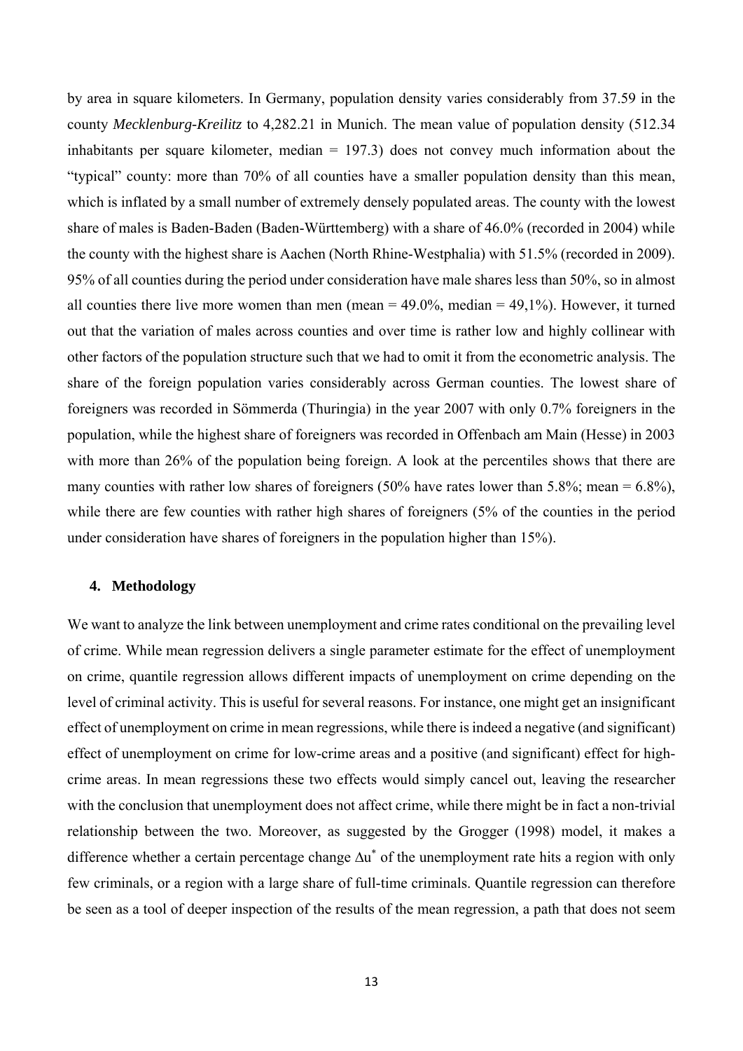by area in square kilometers. In Germany, population density varies considerably from 37.59 in the county *Mecklenburg-Kreilitz* to 4,282.21 in Munich. The mean value of population density (512.34 inhabitants per square kilometer, median = 197.3) does not convey much information about the "typical" county: more than 70% of all counties have a smaller population density than this mean, which is inflated by a small number of extremely densely populated areas. The county with the lowest share of males is Baden-Baden (Baden-Württemberg) with a share of 46.0% (recorded in 2004) while the county with the highest share is Aachen (North Rhine-Westphalia) with 51.5% (recorded in 2009). 95% of all counties during the period under consideration have male shares less than 50%, so in almost all counties there live more women than men (mean = 49.0%, median = 49,1%). However, it turned out that the variation of males across counties and over time is rather low and highly collinear with other factors of the population structure such that we had to omit it from the econometric analysis. The share of the foreign population varies considerably across German counties. The lowest share of foreigners was recorded in Sömmerda (Thuringia) in the year 2007 with only 0.7% foreigners in the population, while the highest share of foreigners was recorded in Offenbach am Main (Hesse) in 2003 with more than 26% of the population being foreign. A look at the percentiles shows that there are many counties with rather low shares of foreigners (50% have rates lower than 5.8%; mean = 6.8%), while there are few counties with rather high shares of foreigners (5% of the counties in the period under consideration have shares of foreigners in the population higher than 15%).

## 4. Methodology

We want to analyze the link between unemployment and crime rates conditional on the prevailing level of crime. While mean regression delivers a single parameter estimate for the effect of unemployment on crime, quantile regression allows different impacts of unemployment on crime depending on the level of criminal activity. This is useful for several reasons. For instance, one might get an insignificant effect of unemployment on crime in mean regressions, while there is indeed a negative (and significant) effect of unemployment on crime for low-crime areas and a positive (and significant) effect for high-crime areas. In mean regressions these two effects would simply cancel out, leaving the researcher with the conclusion that unemployment does not affect crime, while there might be in fact a non-trivial relationship between the two. Moreover, as suggested by the Grogger (1998) model, it makes a difference whether a certain percentage change $\Delta u^*$ of the unemployment rate hits a region with only few criminals, or a region with a large share of full-time criminals. Quantile regression can therefore be seen as a tool of deeper inspection of the results of the mean regression, a path that does not seem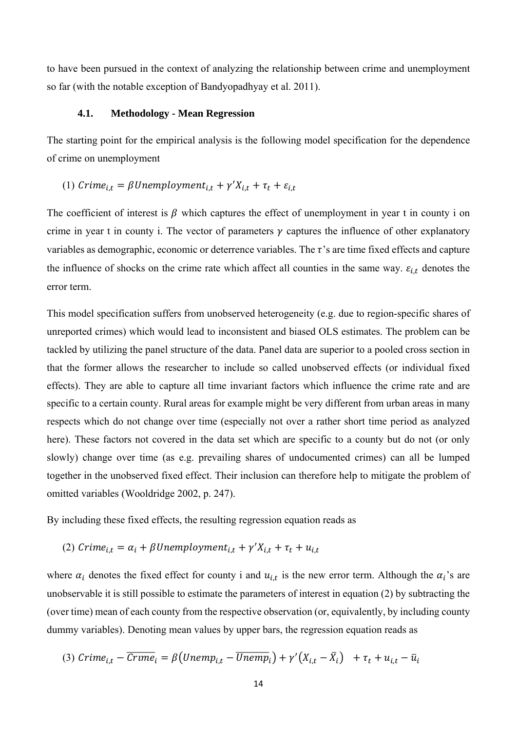to have been pursued in the context of analyzing the relationship between crime and unemployment so far (with the notable exception of Bandyopadhyay et al. 2011).

### 4.1. Methodology - Mean Regression

The starting point for the empirical analysis is the following model specification for the dependence of crime on unemployment

(1) $Crime_{i,t} = \beta Unemployment_{i,t} + \gamma' X_{i,t} + \tau_t + \varepsilon_{i,t}$

The coefficient of interest is $\beta$ which captures the effect of unemployment in year t in county i on crime in year t in county i. The vector of parameters $\gamma$ captures the influence of other explanatory variables as demographic, economic or deterrence variables. The $\tau$'s are time fixed effects and capture the influence of shocks on the crime rate which affect all counties in the same way. $\varepsilon_{i,t}$ denotes the error term.

This model specification suffers from unobserved heterogeneity (e.g. due to region-specific shares of unreported crimes) which would lead to inconsistent and biased OLS estimates. The problem can be tackled by utilizing the panel structure of the data. Panel data are superior to a pooled cross section in that the former allows the researcher to include so called unobserved effects (or individual fixed effects). They are able to capture all time invariant factors which influence the crime rate and are specific to a certain county. Rural areas for example might be very different from urban areas in many respects which do not change over time (especially not over a rather short time period as analyzed here). These factors not covered in the data set which are specific to a county but do not (or only slowly) change over time (as e.g. prevailing shares of undocumented crimes) can all be lumped together in the unobserved fixed effect. Their inclusion can therefore help to mitigate the problem of omitted variables (Wooldridge 2002, p. 247).

By including these fixed effects, the resulting regression equation reads as

(2) $Crime_{i,t} = \alpha_i + \beta Unemployment_{i,t} + \gamma' X_{i,t} + \tau_t + u_{i,t}$

where $\alpha_i$ denotes the fixed effect for county i and $u_{i,t}$ is the new error term. Although the $\alpha_i$'s are unobservable it is still possible to estimate the parameters of interest in equation (2) by subtracting the (over time) mean of each county from the respective observation (or, equivalently, by including county dummy variables). Denoting mean values by upper bars, the regression equation reads as

(3) $Crime_{i,t} - \overline{Crime}_i = \beta\left(Unemp_{i,t} - \overline{Unemp}_i\right) + \gamma'\left(X_{i,t} - \bar{X}_i\right) \quad + \tau_t + u_{i,t} - \bar{u}_i$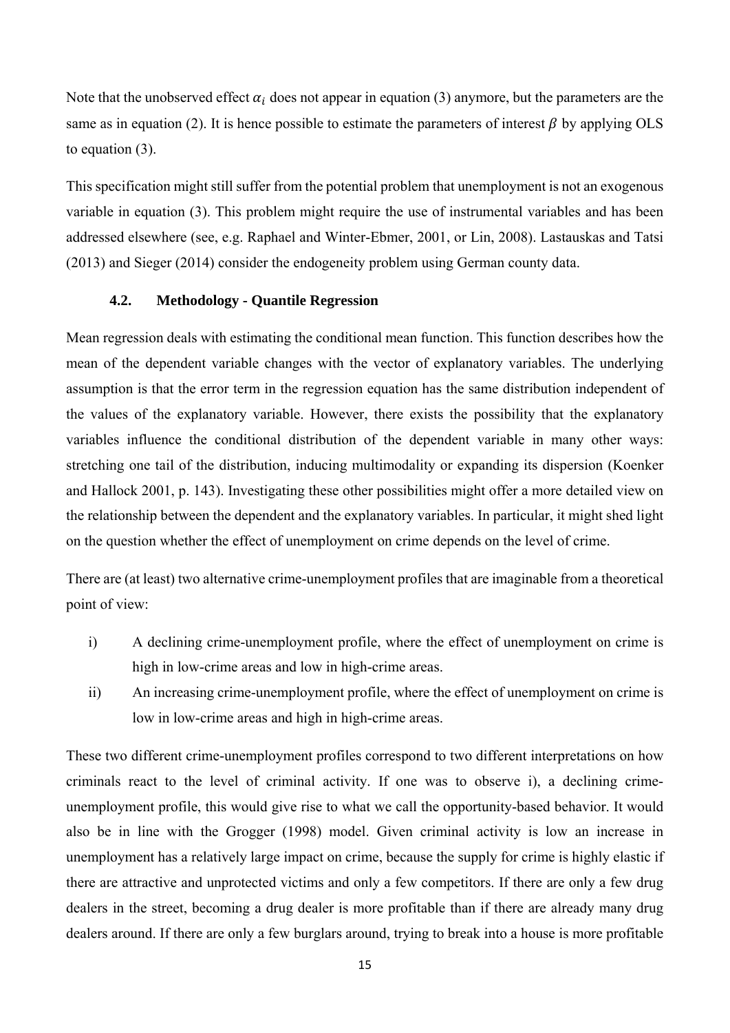Note that the unobserved effect $\alpha_i$ does not appear in equation (3) anymore, but the parameters are the same as in equation (2). It is hence possible to estimate the parameters of interest $\beta$ by applying OLS to equation (3).

This specification might still suffer from the potential problem that unemployment is not an exogenous variable in equation (3). This problem might require the use of instrumental variables and has been addressed elsewhere (see, e.g. Raphael and Winter-Ebmer, 2001, or Lin, 2008). Lastauskas and Tatsi (2013) and Sieger (2014) consider the endogeneity problem using German county data.

### 4.2. Methodology - Quantile Regression

Mean regression deals with estimating the conditional mean function. This function describes how the mean of the dependent variable changes with the vector of explanatory variables. The underlying assumption is that the error term in the regression equation has the same distribution independent of the values of the explanatory variable. However, there exists the possibility that the explanatory variables influence the conditional distribution of the dependent variable in many other ways: stretching one tail of the distribution, inducing multimodality or expanding its dispersion (Koenker and Hallock 2001, p. 143). Investigating these other possibilities might offer a more detailed view on the relationship between the dependent and the explanatory variables. In particular, it might shed light on the question whether the effect of unemployment on crime depends on the level of crime.

There are (at least) two alternative crime-unemployment profiles that are imaginable from a theoretical point of view:

i) A declining crime-unemployment profile, where the effect of unemployment on crime is high in low-crime areas and low in high-crime areas.
ii) An increasing crime-unemployment profile, where the effect of unemployment on crime is low in low-crime areas and high in high-crime areas.

These two different crime-unemployment profiles correspond to two different interpretations on how criminals react to the level of criminal activity. If one was to observe i), a declining crime-unemployment profile, this would give rise to what we call the opportunity-based behavior. It would also be in line with the Grogger (1998) model. Given criminal activity is low an increase in unemployment has a relatively large impact on crime, because the supply for crime is highly elastic if there are attractive and unprotected victims and only a few competitors. If there are only a few drug dealers in the street, becoming a drug dealer is more profitable than if there are already many drug dealers around. If there are only a few burglars around, trying to break into a house is more profitable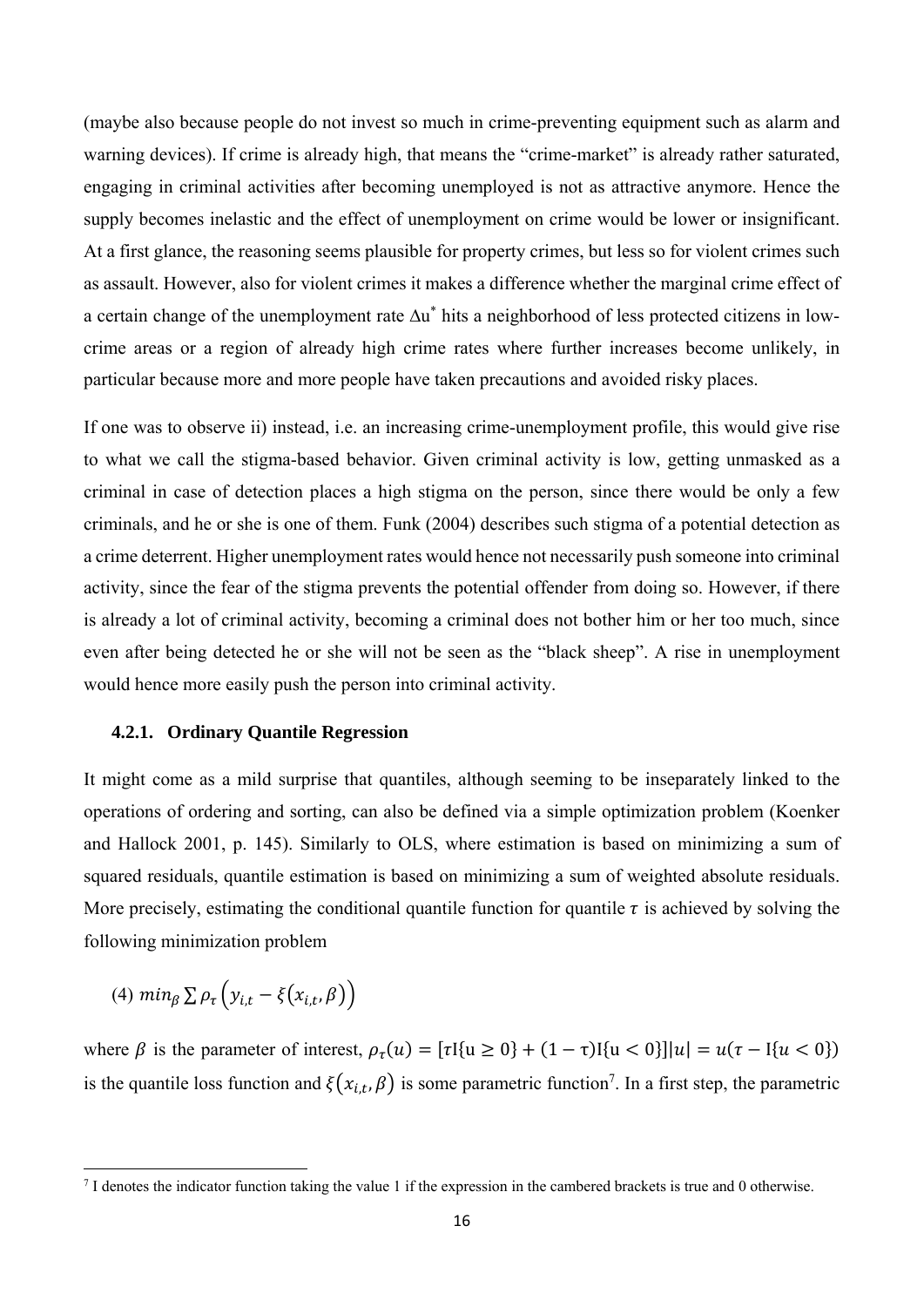(maybe also because people do not invest so much in crime-preventing equipment such as alarm and warning devices). If crime is already high, that means the "crime-market" is already rather saturated, engaging in criminal activities after becoming unemployed is not as attractive anymore. Hence the supply becomes inelastic and the effect of unemployment on crime would be lower or insignificant. At a first glance, the reasoning seems plausible for property crimes, but less so for violent crimes such as assault. However, also for violent crimes it makes a difference whether the marginal crime effect of a certain change of the unemployment rate $\Delta u^*$ hits a neighborhood of less protected citizens in low-crime areas or a region of already high crime rates where further increases become unlikely, in particular because more and more people have taken precautions and avoided risky places.

If one was to observe ii) instead, i.e. an increasing crime-unemployment profile, this would give rise to what we call the stigma-based behavior. Given criminal activity is low, getting unmasked as a criminal in case of detection places a high stigma on the person, since there would be only a few criminals, and he or she is one of them. Funk (2004) describes such stigma of a potential detection as a crime deterrent. Higher unemployment rates would hence not necessarily push someone into criminal activity, since the fear of the stigma prevents the potential offender from doing so. However, if there is already a lot of criminal activity, becoming a criminal does not bother him or her too much, since even after being detected he or she will not be seen as the "black sheep". A rise in unemployment would hence more easily push the person into criminal activity.

### 4.2.1. Ordinary Quantile Regression

It might come as a mild surprise that quantiles, although seeming to be inseparately linked to the operations of ordering and sorting, can also be defined via a simple optimization problem (Koenker and Hallock 2001, p. 145). Similarly to OLS, where estimation is based on minimizing a sum of squared residuals, quantile estimation is based on minimizing a sum of weighted absolute residuals. More precisely, estimating the conditional quantile function for quantile $\tau$ is achieved by solving the following minimization problem

$$(4)\ min_{\beta} \sum \rho_{\tau}\left(y_{i,t} - \xi(x_{i,t}, \beta)\right)$$

where $\beta$ is the parameter of interest, $\rho_{\tau}(u) = [\tau \mathrm{I}\{u \geq 0\} + (1-\tau)\mathrm{I}\{u < 0\}]|u| = u(\tau - \mathrm{I}\{u < 0\})$ is the quantile loss function and $\xi(x_{i,t}, \beta)$ is some parametric function[7]. In a first step, the parametric

[7] I denotes the indicator function taking the value 1 if the expression in the cambered brackets is true and 0 otherwise.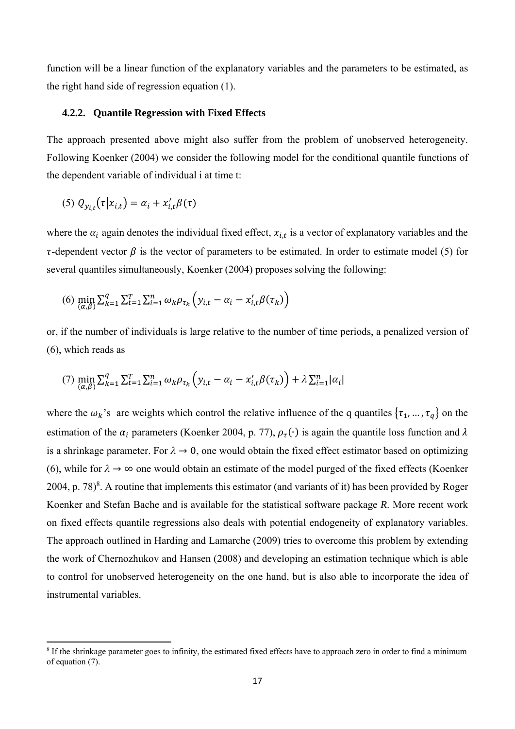function will be a linear function of the explanatory variables and the parameters to be estimated, as the right hand side of regression equation (1).

### 4.2.2. Quantile Regression with Fixed Effects

The approach presented above might also suffer from the problem of unobserved heterogeneity. Following Koenker (2004) we consider the following model for the conditional quantile functions of the dependent variable of individual i at time t:

$$(5)\ Q_{y_{i,t}}(\tau|x_{i,t}) = \alpha_i + x'_{i,t}\beta(\tau)$$

where the $\alpha_i$ again denotes the individual fixed effect, $x_{i,t}$ is a vector of explanatory variables and the $\tau$-dependent vector $\beta$ is the vector of parameters to be estimated. In order to estimate model (5) for several quantiles simultaneously, Koenker (2004) proposes solving the following:

$$(6)\ \min_{(\alpha,\beta)} \sum_{k=1}^{q} \sum_{t=1}^{T} \sum_{i=1}^{n} \omega_k \rho_{\tau_k}\left(y_{i,t} - \alpha_i - x'_{i,t}\beta(\tau_k)\right)$$

or, if the number of individuals is large relative to the number of time periods, a penalized version of (6), which reads as

$$(7)\ \min_{(\alpha,\beta)} \sum_{k=1}^{q} \sum_{t=1}^{T} \sum_{i=1}^{n} \omega_k \rho_{\tau_k}\left(y_{i,t} - \alpha_i - x'_{i,t}\beta(\tau_k)\right) + \lambda \sum_{i=1}^{n} |\alpha_i|$$

where the $\omega_k$'s are weights which control the relative influence of the q quantiles $\{\tau_1, \dots, \tau_q\}$ on the estimation of the $\alpha_i$ parameters (Koenker 2004, p. 77), $\rho_\tau(\cdot)$ is again the quantile loss function and $\lambda$ is a shrinkage parameter. For $\lambda \to 0$, one would obtain the fixed effect estimator based on optimizing (6), while for $\lambda \to \infty$ one would obtain an estimate of the model purged of the fixed effects (Koenker 2004, p. 78)[8]. A routine that implements this estimator (and variants of it) has been provided by Roger Koenker and Stefan Bache and is available for the statistical software package *R*. More recent work on fixed effects quantile regressions also deals with potential endogeneity of explanatory variables. The approach outlined in Harding and Lamarche (2009) tries to overcome this problem by extending the work of Chernozhukov and Hansen (2008) and developing an estimation technique which is able to control for unobserved heterogeneity on the one hand, but is also able to incorporate the idea of instrumental variables.

[8] If the shrinkage parameter goes to infinity, the estimated fixed effects have to approach zero in order to find a minimum of equation (7).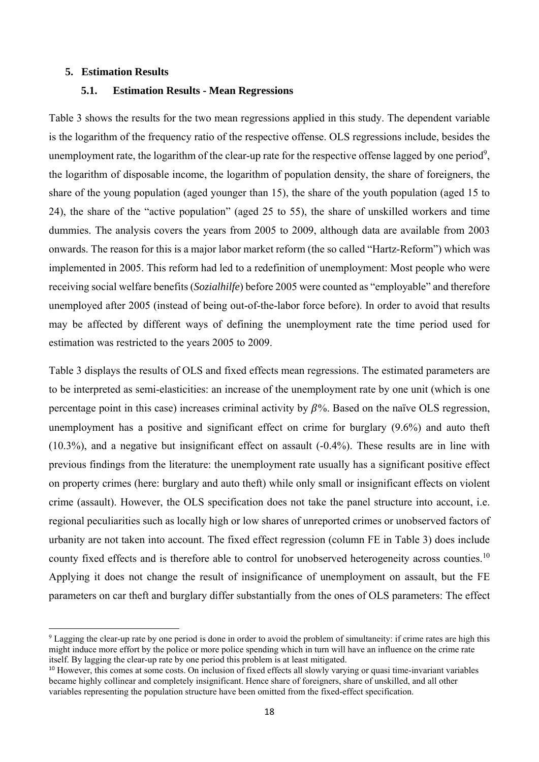## 5. Estimation Results

### 5.1. Estimation Results - Mean Regressions

Table 3 shows the results for the two mean regressions applied in this study. The dependent variable is the logarithm of the frequency ratio of the respective offense. OLS regressions include, besides the unemployment rate, the logarithm of the clear-up rate for the respective offense lagged by one period[9], the logarithm of disposable income, the logarithm of population density, the share of foreigners, the share of the young population (aged younger than 15), the share of the youth population (aged 15 to 24), the share of the "active population" (aged 25 to 55), the share of unskilled workers and time dummies. The analysis covers the years from 2005 to 2009, although data are available from 2003 onwards. The reason for this is a major labor market reform (the so called "Hartz-Reform") which was implemented in 2005. This reform had led to a redefinition of unemployment: Most people who were receiving social welfare benefits (*Sozialhilfe*) before 2005 were counted as "employable" and therefore unemployed after 2005 (instead of being out-of-the-labor force before). In order to avoid that results may be affected by different ways of defining the unemployment rate the time period used for estimation was restricted to the years 2005 to 2009.

Table 3 displays the results of OLS and fixed effects mean regressions. The estimated parameters are to be interpreted as semi-elasticities: an increase of the unemployment rate by one unit (which is one percentage point in this case) increases criminal activity by $\beta$%. Based on the naïve OLS regression, unemployment has a positive and significant effect on crime for burglary (9.6%) and auto theft (10.3%), and a negative but insignificant effect on assault (-0.4%). These results are in line with previous findings from the literature: the unemployment rate usually has a significant positive effect on property crimes (here: burglary and auto theft) while only small or insignificant effects on violent crime (assault). However, the OLS specification does not take the panel structure into account, i.e. regional peculiarities such as locally high or low shares of unreported crimes or unobserved factors of urbanity are not taken into account. The fixed effect regression (column FE in Table 3) does include county fixed effects and is therefore able to control for unobserved heterogeneity across counties.[10] Applying it does not change the result of insignificance of unemployment on assault, but the FE parameters on car theft and burglary differ substantially from the ones of OLS parameters: The effect

---

[9] Lagging the clear-up rate by one period is done in order to avoid the problem of simultaneity: if crime rates are high this might induce more effort by the police or more police spending which in turn will have an influence on the crime rate itself. By lagging the clear-up rate by one period this problem is at least mitigated.

[10] However, this comes at some costs. On inclusion of fixed effects all slowly varying or quasi time-invariant variables became highly collinear and completely insignificant. Hence share of foreigners, share of unskilled, and all other variables representing the population structure have been omitted from the fixed-effect specification.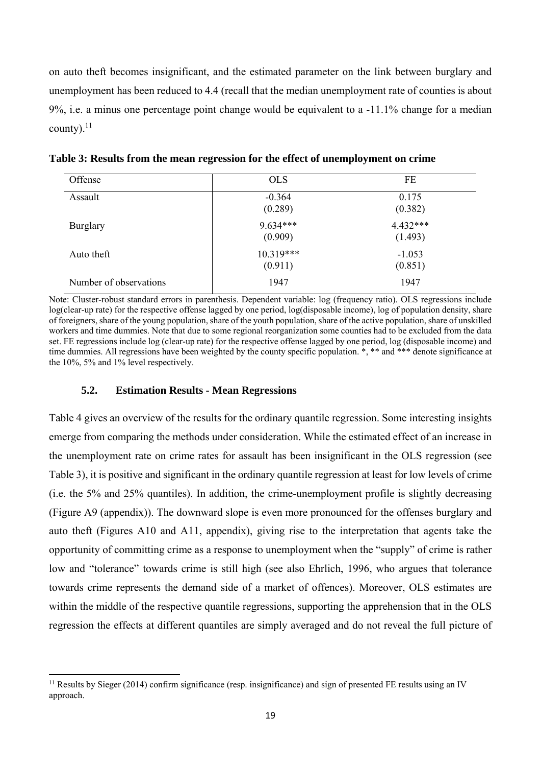on auto theft becomes insignificant, and the estimated parameter on the link between burglary and unemployment has been reduced to 4.4 (recall that the median unemployment rate of counties is about 9%, i.e. a minus one percentage point change would be equivalent to a -11.1% change for a median county).[11]

**Table 3: Results from the mean regression for the effect of unemployment on crime**

| Offense | OLS | FE |
|---|---|---|
| Assault | -0.364<br>(0.289) | 0.175<br>(0.382) |
| Burglary | 9.634***<br>(0.909) | 4.432***<br>(1.493) |
| Auto theft | 10.319***<br>(0.911) | -1.053<br>(0.851) |
| Number of observations | 1947 | 1947 |

Note: Cluster-robust standard errors in parenthesis. Dependent variable: log (frequency ratio). OLS regressions include log(clear-up rate) for the respective offense lagged by one period, log(disposable income), log of population density, share of foreigners, share of the young population, share of the youth population, share of the active population, share of unskilled workers and time dummies. Note that due to some regional reorganization some counties had to be excluded from the data set. FE regressions include log (clear-up rate) for the respective offense lagged by one period, log (disposable income) and time dummies. All regressions have been weighted by the county specific population. *, ** and *** denote significance at the 10%, 5% and 1% level respectively.

### 5.2. Estimation Results - Mean Regressions

Table 4 gives an overview of the results for the ordinary quantile regression. Some interesting insights emerge from comparing the methods under consideration. While the estimated effect of an increase in the unemployment rate on crime rates for assault has been insignificant in the OLS regression (see Table 3), it is positive and significant in the ordinary quantile regression at least for low levels of crime (i.e. the 5% and 25% quantiles). In addition, the crime-unemployment profile is slightly decreasing (Figure A9 (appendix)). The downward slope is even more pronounced for the offenses burglary and auto theft (Figures A10 and A11, appendix), giving rise to the interpretation that agents take the opportunity of committing crime as a response to unemployment when the "supply" of crime is rather low and "tolerance" towards crime is still high (see also Ehrlich, 1996, who argues that tolerance towards crime represents the demand side of a market of offences). Moreover, OLS estimates are within the middle of the respective quantile regressions, supporting the apprehension that in the OLS regression the effects at different quantiles are simply averaged and do not reveal the full picture of

[11] Results by Sieger (2014) confirm significance (resp. insignificance) and sign of presented FE results using an IV approach.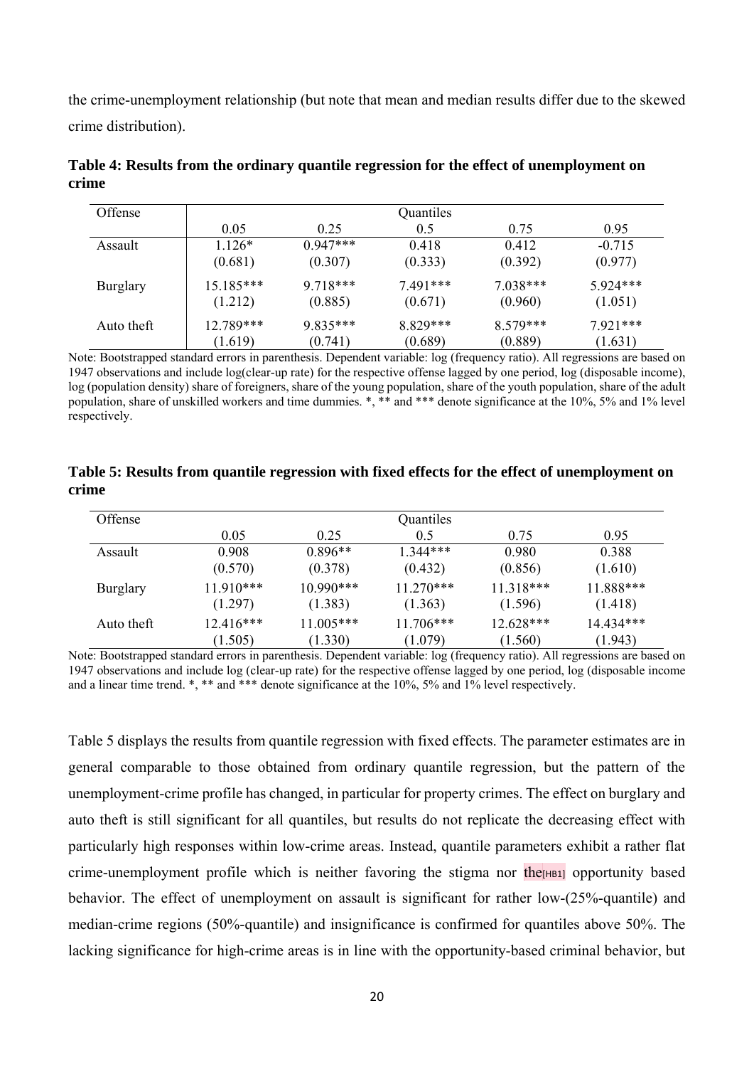the crime-unemployment relationship (but note that mean and median results differ due to the skewed crime distribution).

**Table 4: Results from the ordinary quantile regression for the effect of unemployment on crime**

| Offense | Quantiles | | | | |
|---|---|---|---|---|---|
| | 0.05 | 0.25 | 0.5 | 0.75 | 0.95 |
| Assault | 1.126* | 0.947*** | 0.418 | 0.412 | -0.715 |
| | (0.681) | (0.307) | (0.333) | (0.392) | (0.977) |
| Burglary | 15.185*** | 9.718*** | 7.491*** | 7.038*** | 5.924*** |
| | (1.212) | (0.885) | (0.671) | (0.960) | (1.051) |
| Auto theft | 12.789*** | 9.835*** | 8.829*** | 8.579*** | 7.921*** |
| | (1.619) | (0.741) | (0.689) | (0.889) | (1.631) |

Note: Bootstrapped standard errors in parenthesis. Dependent variable: log (frequency ratio). All regressions are based on 1947 observations and include log(clear-up rate) for the respective offense lagged by one period, log (disposable income), log (population density) share of foreigners, share of the young population, share of the youth population, share of the adult population, share of unskilled workers and time dummies. *, ** and *** denote significance at the 10%, 5% and 1% level respectively.

**Table 5: Results from quantile regression with fixed effects for the effect of unemployment on crime**

| Offense | Quantiles | | | | |
|---|---|---|---|---|---|
| | 0.05 | 0.25 | 0.5 | 0.75 | 0.95 |
| Assault | 0.908 | 0.896** | 1.344*** | 0.980 | 0.388 |
| | (0.570) | (0.378) | (0.432) | (0.856) | (1.610) |
| Burglary | 11.910*** | 10.990*** | 11.270*** | 11.318*** | 11.888*** |
| | (1.297) | (1.383) | (1.363) | (1.596) | (1.418) |
| Auto theft | 12.416*** | 11.005*** | 11.706*** | 12.628*** | 14.434*** |
| | (1.505) | (1.330) | (1.079) | (1.560) | (1.943) |

Note: Bootstrapped standard errors in parenthesis. Dependent variable: log (frequency ratio). All regressions are based on 1947 observations and include log (clear-up rate) for the respective offense lagged by one period, log (disposable income and a linear time trend. *, ** and *** denote significance at the 10%, 5% and 1% level respectively.

Table 5 displays the results from quantile regression with fixed effects. The parameter estimates are in general comparable to those obtained from ordinary quantile regression, but the pattern of the unemployment-crime profile has changed, in particular for property crimes. The effect on burglary and auto theft is still significant for all quantiles, but results do not replicate the decreasing effect with particularly high responses within low-crime areas. Instead, quantile parameters exhibit a rather flat crime-unemployment profile which is neither favoring the stigma nor the[HB1] opportunity based behavior. The effect of unemployment on assault is significant for rather low-(25%-quantile) and median-crime regions (50%-quantile) and insignificance is confirmed for quantiles above 50%. The lacking significance for high-crime areas is in line with the opportunity-based criminal behavior, but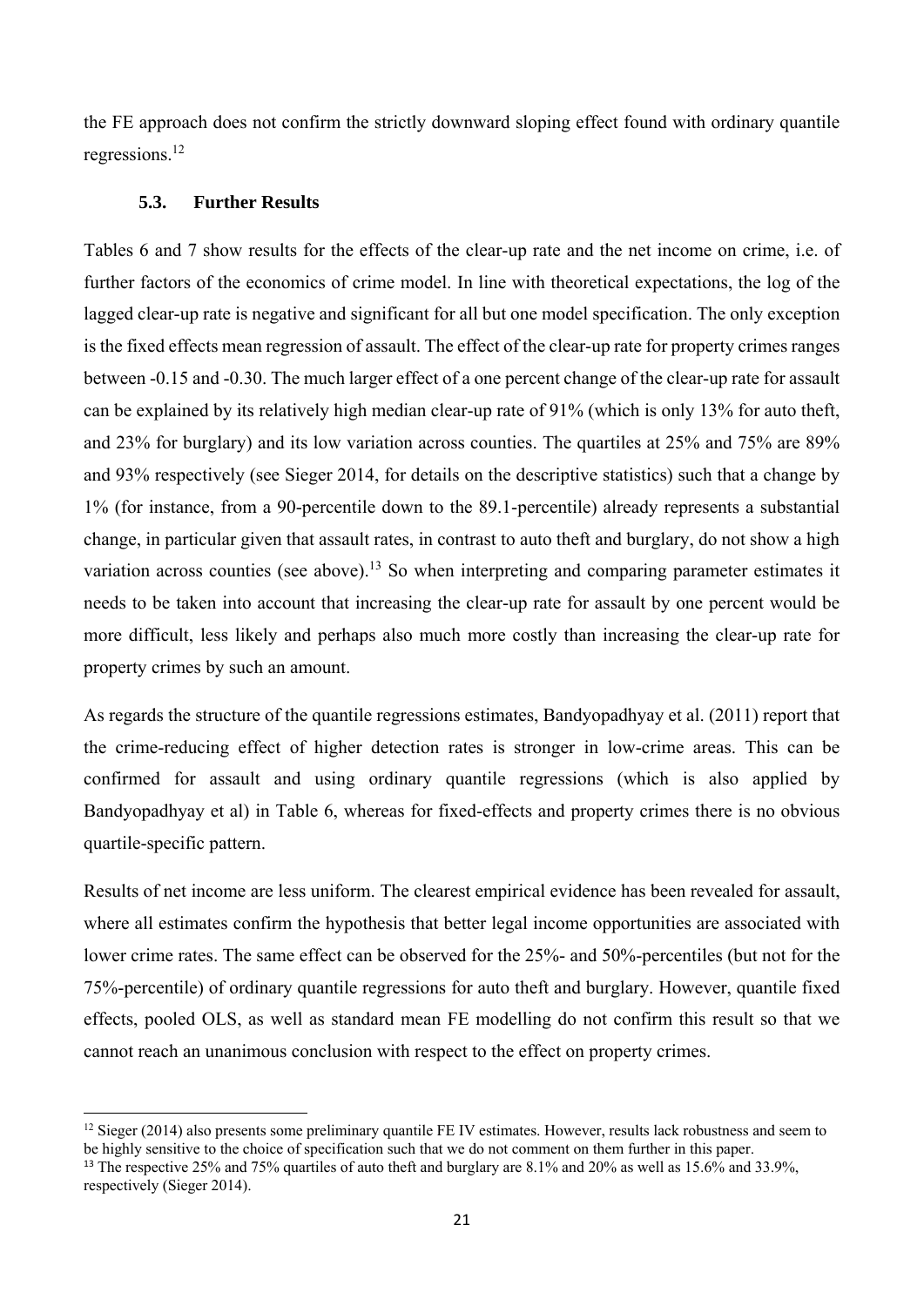the FE approach does not confirm the strictly downward sloping effect found with ordinary quantile regressions.[12]

### 5.3. Further Results

Tables 6 and 7 show results for the effects of the clear-up rate and the net income on crime, i.e. of further factors of the economics of crime model. In line with theoretical expectations, the log of the lagged clear-up rate is negative and significant for all but one model specification. The only exception is the fixed effects mean regression of assault. The effect of the clear-up rate for property crimes ranges between -0.15 and -0.30. The much larger effect of a one percent change of the clear-up rate for assault can be explained by its relatively high median clear-up rate of 91% (which is only 13% for auto theft, and 23% for burglary) and its low variation across counties. The quartiles at 25% and 75% are 89% and 93% respectively (see Sieger 2014, for details on the descriptive statistics) such that a change by 1% (for instance, from a 90-percentile down to the 89.1-percentile) already represents a substantial change, in particular given that assault rates, in contrast to auto theft and burglary, do not show a high variation across counties (see above).[13] So when interpreting and comparing parameter estimates it needs to be taken into account that increasing the clear-up rate for assault by one percent would be more difficult, less likely and perhaps also much more costly than increasing the clear-up rate for property crimes by such an amount.

As regards the structure of the quantile regressions estimates, Bandyopadhyay et al. (2011) report that the crime-reducing effect of higher detection rates is stronger in low-crime areas. This can be confirmed for assault and using ordinary quantile regressions (which is also applied by Bandyopadhyay et al) in Table 6, whereas for fixed-effects and property crimes there is no obvious quartile-specific pattern.

Results of net income are less uniform. The clearest empirical evidence has been revealed for assault, where all estimates confirm the hypothesis that better legal income opportunities are associated with lower crime rates. The same effect can be observed for the 25%- and 50%-percentiles (but not for the 75%-percentile) of ordinary quantile regressions for auto theft and burglary. However, quantile fixed effects, pooled OLS, as well as standard mean FE modelling do not confirm this result so that we cannot reach an unanimous conclusion with respect to the effect on property crimes.

---

[12] Sieger (2014) also presents some preliminary quantile FE IV estimates. However, results lack robustness and seem to be highly sensitive to the choice of specification such that we do not comment on them further in this paper.

[13] The respective 25% and 75% quartiles of auto theft and burglary are 8.1% and 20% as well as 15.6% and 33.9%, respectively (Sieger 2014).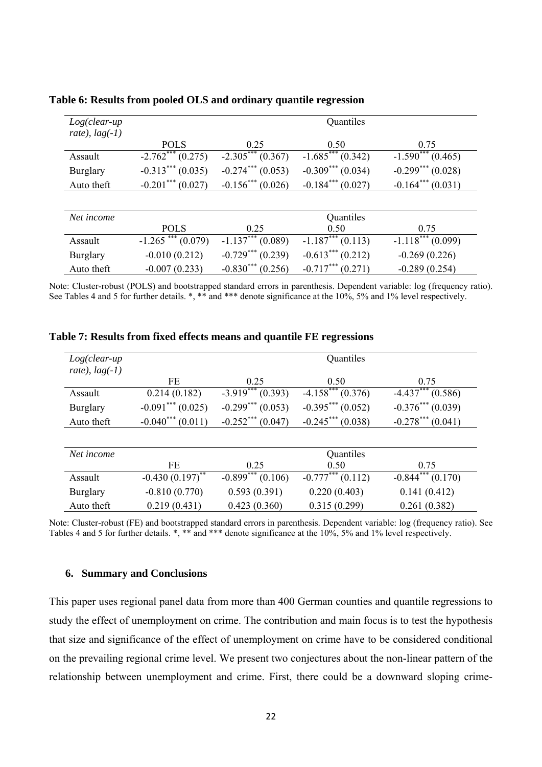**Table 6: Results from pooled OLS and ordinary quantile regression**

| *Log(clear-up rate), lag(-1)* | | Quantiles | | |
|---|---|---|---|---|
| | POLS | 0.25 | 0.50 | 0.75 |
| Assault | -2.762*** (0.275) | -2.305*** (0.367) | -1.685*** (0.342) | -1.590*** (0.465) |
| Burglary | -0.313*** (0.035) | -0.274*** (0.053) | -0.309*** (0.034) | -0.299*** (0.028) |
| Auto theft | -0.201*** (0.027) | -0.156*** (0.026) | -0.184*** (0.027) | -0.164*** (0.031) |

| *Net income* | | Quantiles | | |
|---|---|---|---|---|
| | POLS | 0.25 | 0.50 | 0.75 |
| Assault | -1.265 *** (0.079) | -1.137*** (0.089) | -1.187*** (0.113) | -1.118*** (0.099) |
| Burglary | -0.010 (0.212) | -0.729*** (0.239) | -0.613*** (0.212) | -0.269 (0.226) |
| Auto theft | -0.007 (0.233) | -0.830*** (0.256) | -0.717*** (0.271) | -0.289 (0.254) |

Note: Cluster-robust (POLS) and bootstrapped standard errors in parenthesis. Dependent variable: log (frequency ratio). See Tables 4 and 5 for further details. *, ** and *** denote significance at the 10%, 5% and 1% level respectively.

**Table 7: Results from fixed effects means and quantile FE regressions**

| *Log(clear-up rate), lag(-1)* | | Quantiles | | |
|---|---|---|---|---|
| | FE | 0.25 | 0.50 | 0.75 |
| Assault | 0.214 (0.182) | -3.919*** (0.393) | -4.158*** (0.376) | -4.437*** (0.586) |
| Burglary | -0.091*** (0.025) | -0.299*** (0.053) | -0.395*** (0.052) | -0.376*** (0.039) |
| Auto theft | -0.040*** (0.011) | -0.252*** (0.047) | -0.245*** (0.038) | -0.278*** (0.041) |

| *Net income* | | Quantiles | | |
|---|---|---|---|---|
| | FE | 0.25 | 0.50 | 0.75 |
| Assault | -0.430 (0.197)** | -0.899*** (0.106) | -0.777*** (0.112) | -0.844*** (0.170) |
| Burglary | -0.810 (0.770) | 0.593 (0.391) | 0.220 (0.403) | 0.141 (0.412) |
| Auto theft | 0.219 (0.431) | 0.423 (0.360) | 0.315 (0.299) | 0.261 (0.382) |

Note: Cluster-robust (FE) and bootstrapped standard errors in parenthesis. Dependent variable: log (frequency ratio). See Tables 4 and 5 for further details. *, ** and *** denote significance at the 10%, 5% and 1% level respectively.

## 6. Summary and Conclusions

This paper uses regional panel data from more than 400 German counties and quantile regressions to study the effect of unemployment on crime. The contribution and main focus is to test the hypothesis that size and significance of the effect of unemployment on crime have to be considered conditional on the prevailing regional crime level. We present two conjectures about the non-linear pattern of the relationship between unemployment and crime. First, there could be a downward sloping crime-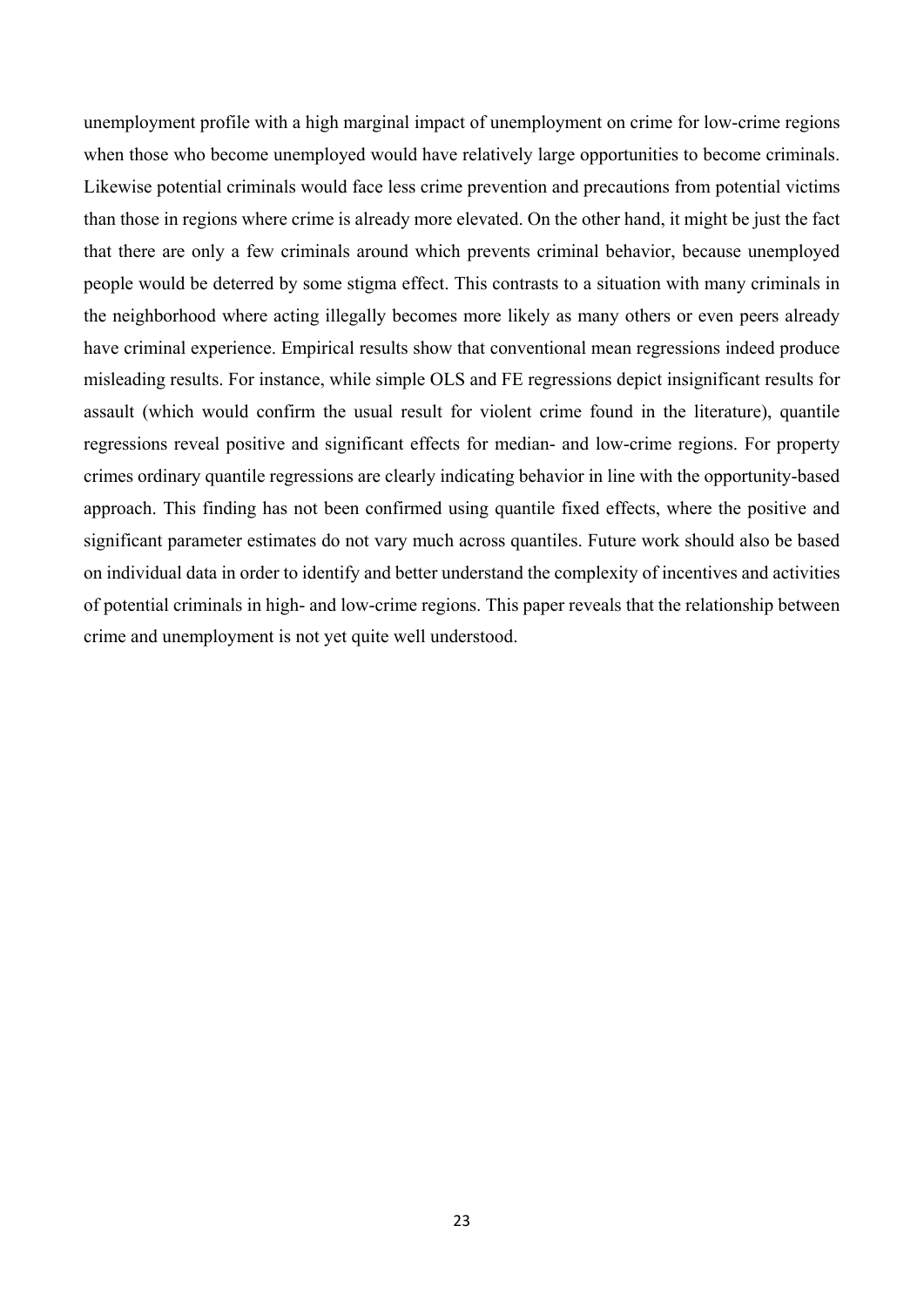unemployment profile with a high marginal impact of unemployment on crime for low-crime regions when those who become unemployed would have relatively large opportunities to become criminals. Likewise potential criminals would face less crime prevention and precautions from potential victims than those in regions where crime is already more elevated. On the other hand, it might be just the fact that there are only a few criminals around which prevents criminal behavior, because unemployed people would be deterred by some stigma effect. This contrasts to a situation with many criminals in the neighborhood where acting illegally becomes more likely as many others or even peers already have criminal experience. Empirical results show that conventional mean regressions indeed produce misleading results. For instance, while simple OLS and FE regressions depict insignificant results for assault (which would confirm the usual result for violent crime found in the literature), quantile regressions reveal positive and significant effects for median- and low-crime regions. For property crimes ordinary quantile regressions are clearly indicating behavior in line with the opportunity-based approach. This finding has not been confirmed using quantile fixed effects, where the positive and significant parameter estimates do not vary much across quantiles. Future work should also be based on individual data in order to identify and better understand the complexity of incentives and activities of potential criminals in high- and low-crime regions. This paper reveals that the relationship between crime and unemployment is not yet quite well understood.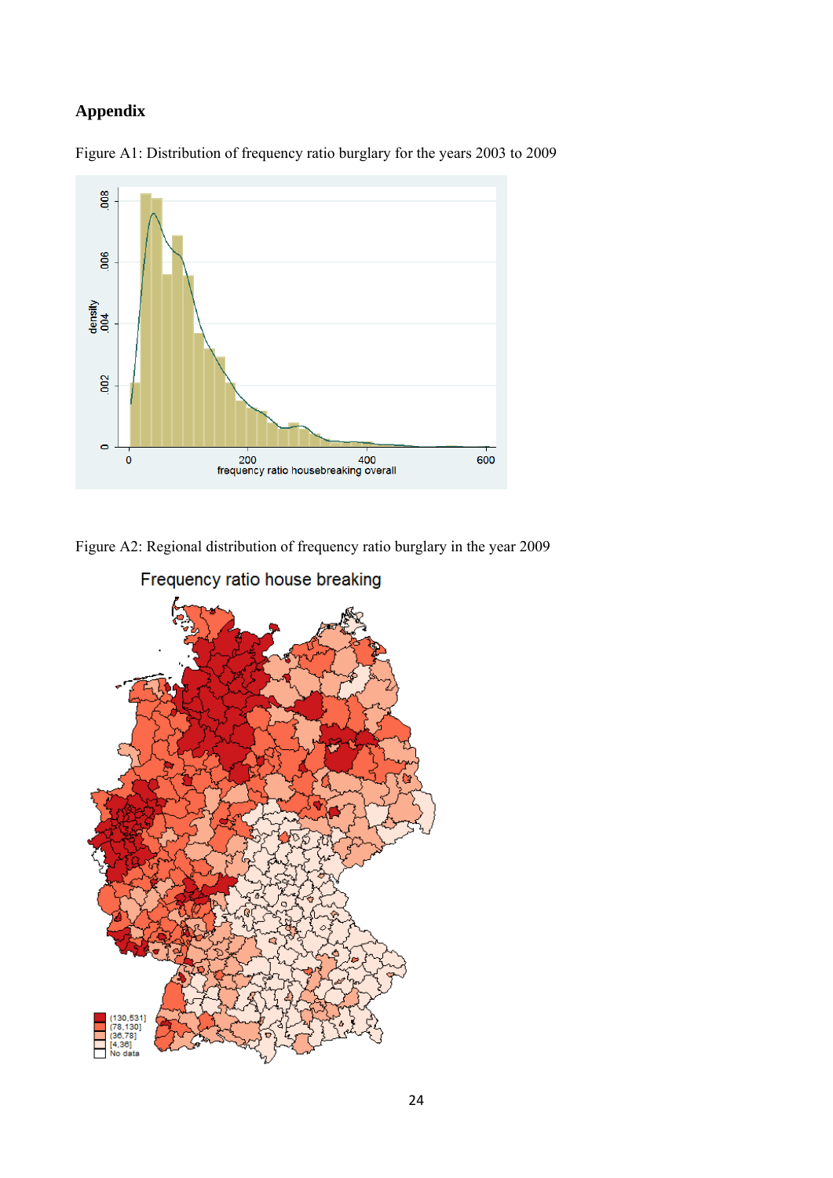## Appendix

Figure A1: Distribution of frequency ratio burglary for the years 2003 to 2009

Figure A2: Regional distribution of frequency ratio burglary in the year 2009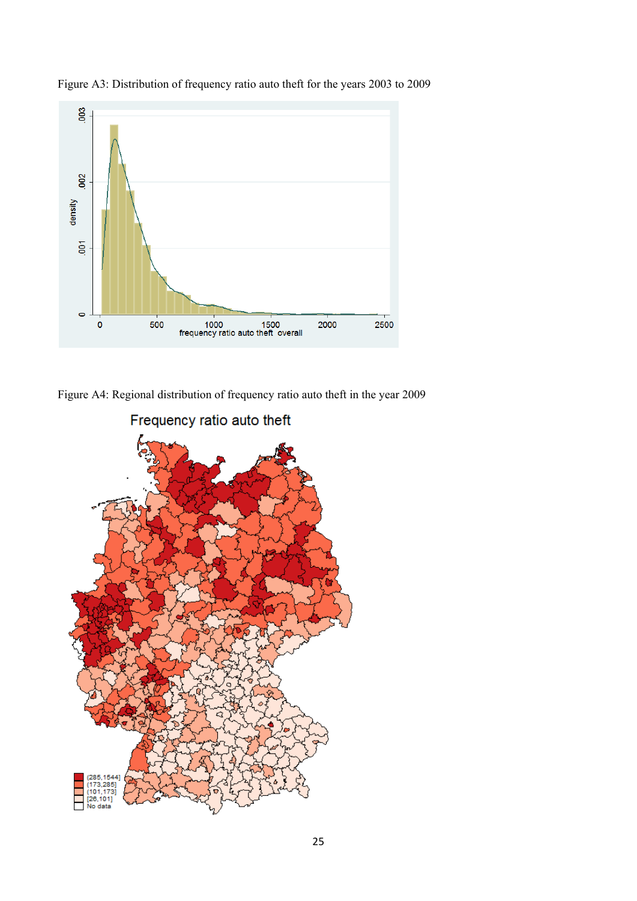Figure A3: Distribution of frequency ratio auto theft for the years 2003 to 2009

Figure A4: Regional distribution of frequency ratio auto theft in the year 2009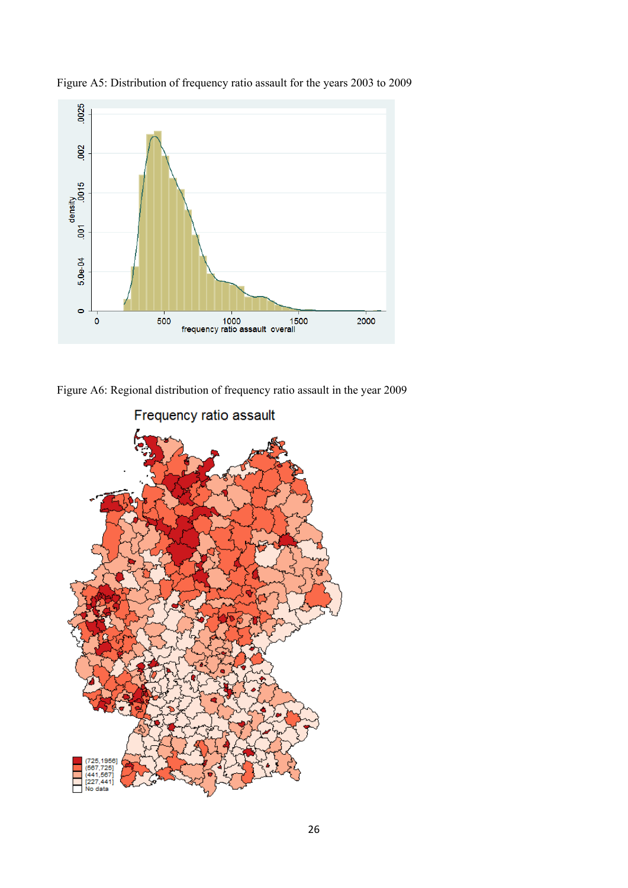Figure A5: Distribution of frequency ratio assault for the years 2003 to 2009

Figure A6: Regional distribution of frequency ratio assault in the year 2009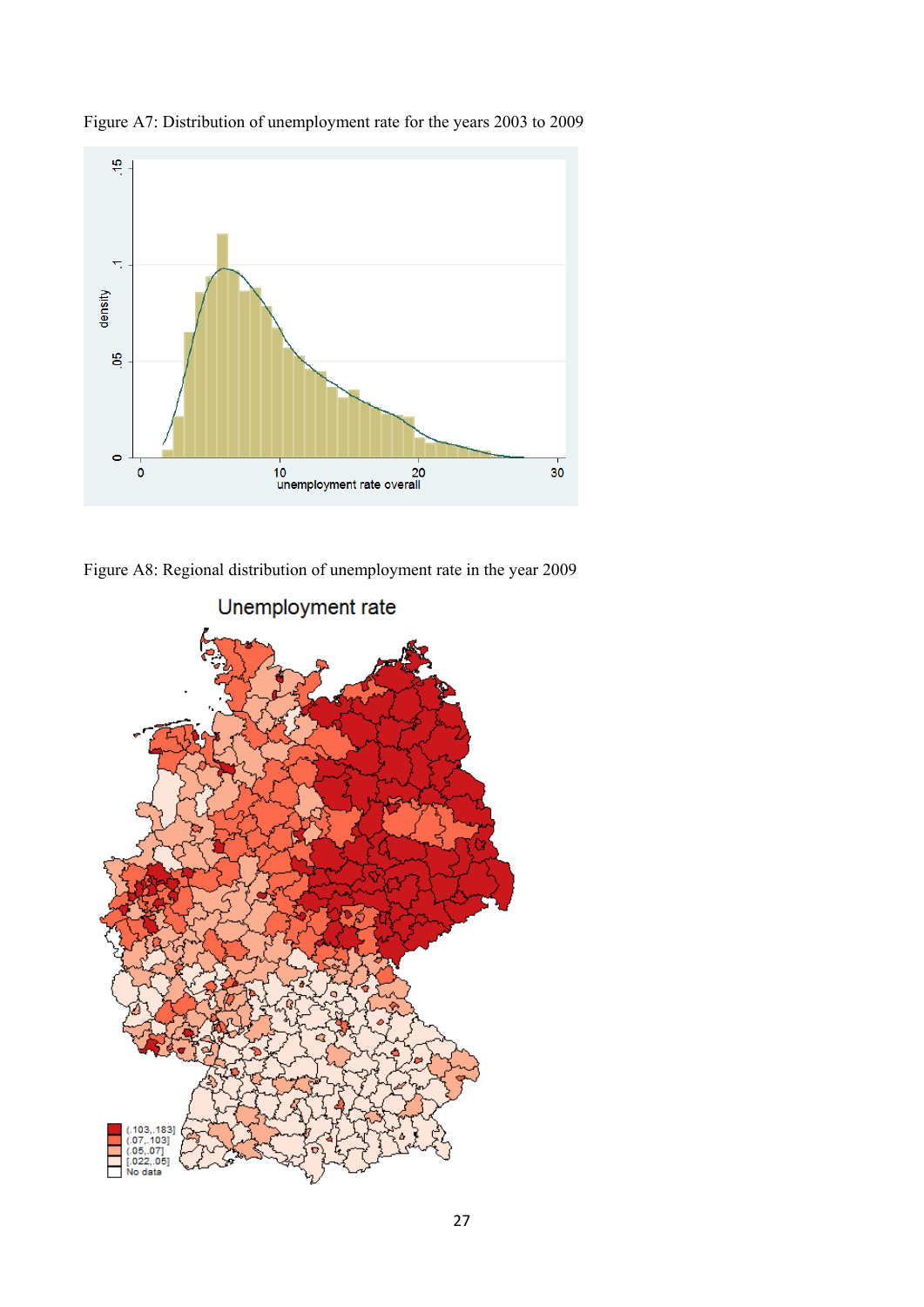Figure A7: Distribution of unemployment rate for the years 2003 to 2009

Figure A8: Regional distribution of unemployment rate in the year 2009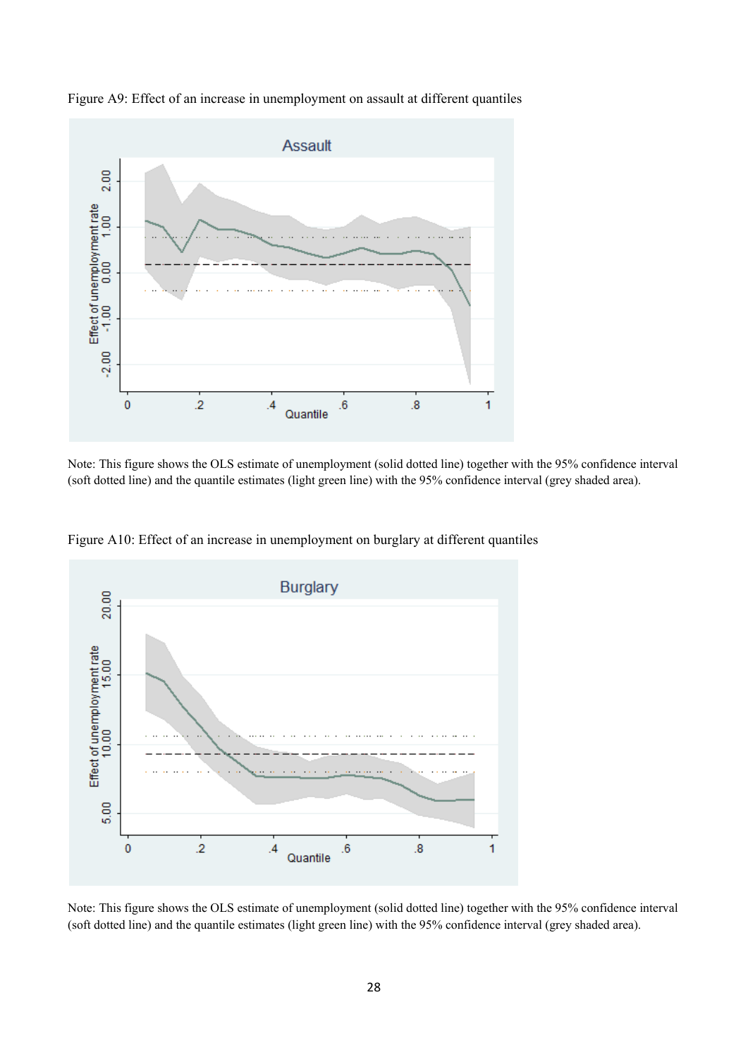Figure A9: Effect of an increase in unemployment on assault at different quantiles

Note: This figure shows the OLS estimate of unemployment (solid dotted line) together with the 95% confidence interval (soft dotted line) and the quantile estimates (light green line) with the 95% confidence interval (grey shaded area).

Figure A10: Effect of an increase in unemployment on burglary at different quantiles

Note: This figure shows the OLS estimate of unemployment (solid dotted line) together with the 95% confidence interval (soft dotted line) and the quantile estimates (light green line) with the 95% confidence interval (grey shaded area).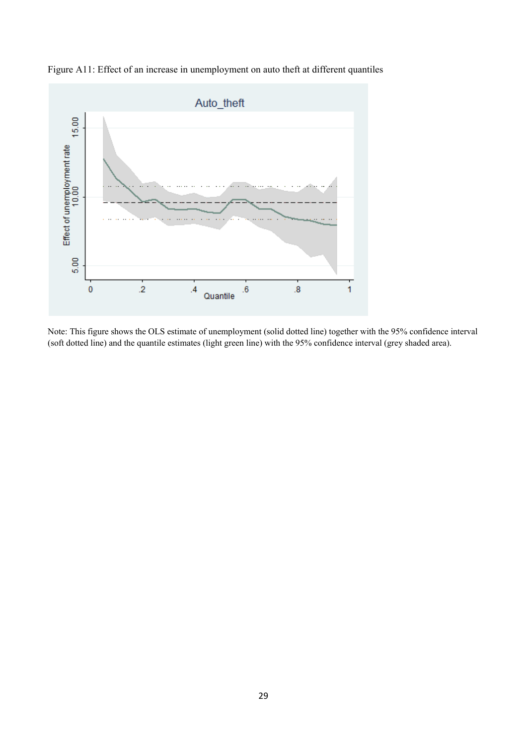Figure A11: Effect of an increase in unemployment on auto theft at different quantiles

Note: This figure shows the OLS estimate of unemployment (solid dotted line) together with the 95% confidence interval (soft dotted line) and the quantile estimates (light green line) with the 95% confidence interval (grey shaded area).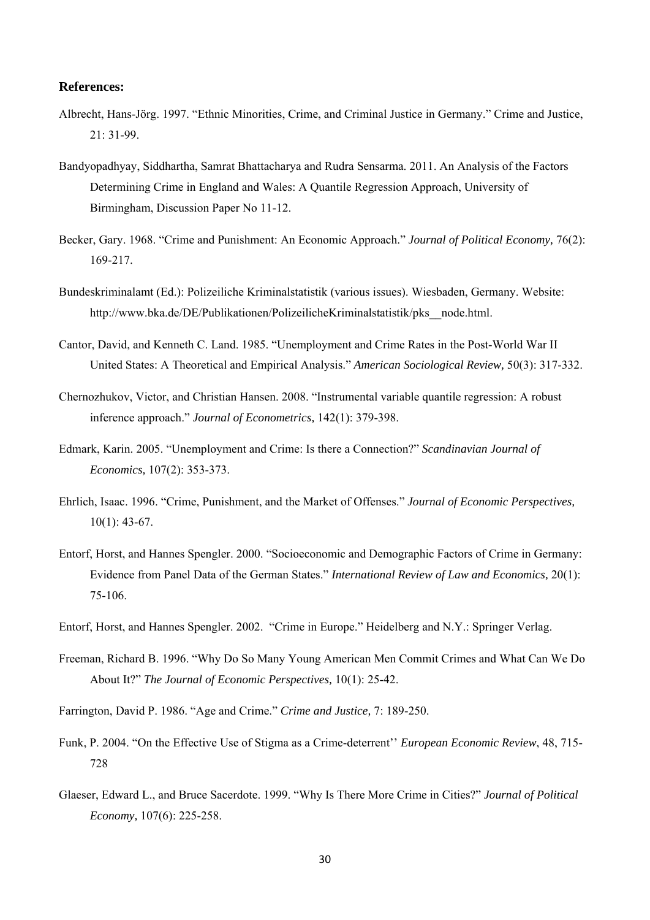**References:**

Albrecht, Hans-Jörg. 1997. "Ethnic Minorities, Crime, and Criminal Justice in Germany." Crime and Justice, 21: 31-99.

Bandyopadhyay, Siddhartha, Samrat Bhattacharya and Rudra Sensarma. 2011. An Analysis of the Factors Determining Crime in England and Wales: A Quantile Regression Approach, University of Birmingham, Discussion Paper No 11-12.

Becker, Gary. 1968. "Crime and Punishment: An Economic Approach." *Journal of Political Economy,* 76(2): 169-217.

Bundeskriminalamt (Ed.): Polizeiliche Kriminalstatistik (various issues). Wiesbaden, Germany. Website: http://www.bka.de/DE/Publikationen/PolizeilicheKriminalstatistik/pks__node.html.

Cantor, David, and Kenneth C. Land. 1985. "Unemployment and Crime Rates in the Post-World War II United States: A Theoretical and Empirical Analysis." *American Sociological Review,* 50(3): 317-332.

Chernozhukov, Victor, and Christian Hansen. 2008. "Instrumental variable quantile regression: A robust inference approach." *Journal of Econometrics,* 142(1): 379-398.

Edmark, Karin. 2005. "Unemployment and Crime: Is there a Connection?" *Scandinavian Journal of Economics,* 107(2): 353-373.

Ehrlich, Isaac. 1996. "Crime, Punishment, and the Market of Offenses." *Journal of Economic Perspectives,* 10(1): 43-67.

Entorf, Horst, and Hannes Spengler. 2000. "Socioeconomic and Demographic Factors of Crime in Germany: Evidence from Panel Data of the German States." *International Review of Law and Economics,* 20(1): 75-106.

Entorf, Horst, and Hannes Spengler. 2002. "Crime in Europe." Heidelberg and N.Y.: Springer Verlag.

Freeman, Richard B. 1996. "Why Do So Many Young American Men Commit Crimes and What Can We Do About It?" *The Journal of Economic Perspectives,* 10(1): 25-42.

Farrington, David P. 1986. "Age and Crime." *Crime and Justice,* 7: 189-250.

Funk, P. 2004. "On the Effective Use of Stigma as a Crime-deterrent'' *European Economic Review*, 48, 715-728

Glaeser, Edward L., and Bruce Sacerdote. 1999. "Why Is There More Crime in Cities?" *Journal of Political Economy,* 107(6): 225-258.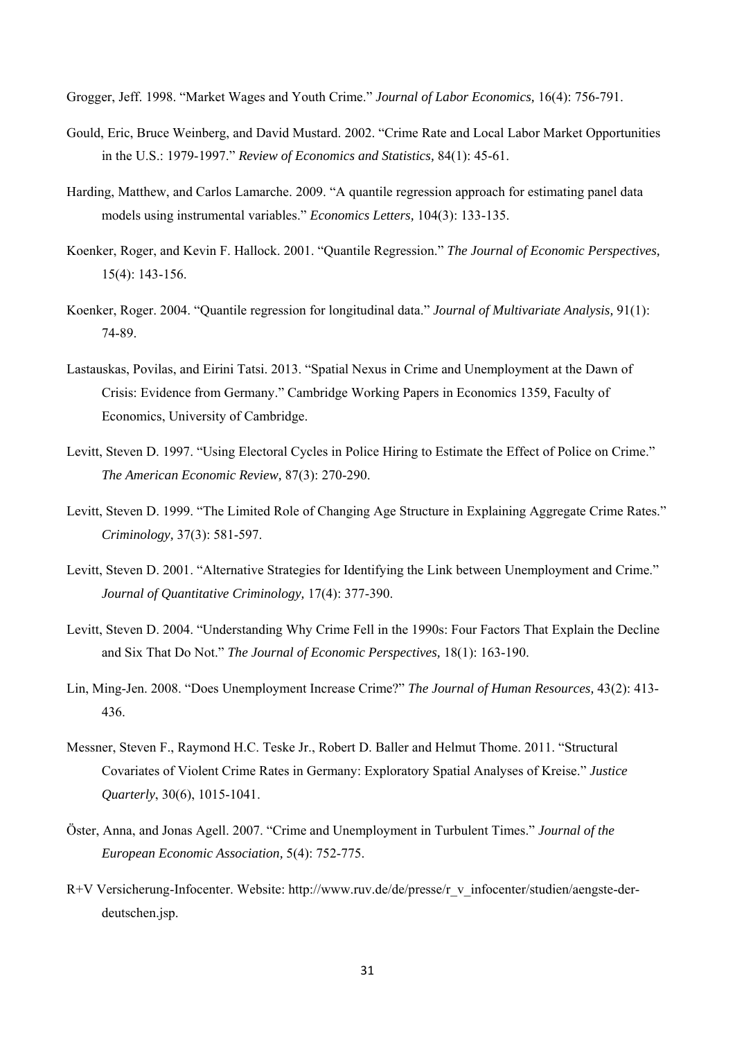Grogger, Jeff. 1998. "Market Wages and Youth Crime." *Journal of Labor Economics,* 16(4): 756-791.

Gould, Eric, Bruce Weinberg, and David Mustard. 2002. "Crime Rate and Local Labor Market Opportunities in the U.S.: 1979-1997." *Review of Economics and Statistics,* 84(1): 45-61.

Harding, Matthew, and Carlos Lamarche. 2009. "A quantile regression approach for estimating panel data models using instrumental variables." *Economics Letters,* 104(3): 133-135.

Koenker, Roger, and Kevin F. Hallock. 2001. "Quantile Regression." *The Journal of Economic Perspectives,* 15(4): 143-156.

Koenker, Roger. 2004. "Quantile regression for longitudinal data." *Journal of Multivariate Analysis,* 91(1): 74-89.

Lastauskas, Povilas, and Eirini Tatsi. 2013. "Spatial Nexus in Crime and Unemployment at the Dawn of Crisis: Evidence from Germany." Cambridge Working Papers in Economics 1359, Faculty of Economics, University of Cambridge.

Levitt, Steven D. 1997. "Using Electoral Cycles in Police Hiring to Estimate the Effect of Police on Crime." *The American Economic Review,* 87(3): 270-290.

Levitt, Steven D. 1999. "The Limited Role of Changing Age Structure in Explaining Aggregate Crime Rates." *Criminology,* 37(3): 581-597.

Levitt, Steven D. 2001. "Alternative Strategies for Identifying the Link between Unemployment and Crime." *Journal of Quantitative Criminology,* 17(4): 377-390.

Levitt, Steven D. 2004. "Understanding Why Crime Fell in the 1990s: Four Factors That Explain the Decline and Six That Do Not." *The Journal of Economic Perspectives,* 18(1): 163-190.

Lin, Ming-Jen. 2008. "Does Unemployment Increase Crime?" *The Journal of Human Resources,* 43(2): 413-436.

Messner, Steven F., Raymond H.C. Teske Jr., Robert D. Baller and Helmut Thome. 2011. "Structural Covariates of Violent Crime Rates in Germany: Exploratory Spatial Analyses of Kreise." *Justice Quarterly*, 30(6), 1015-1041.

Öster, Anna, and Jonas Agell. 2007. "Crime and Unemployment in Turbulent Times." *Journal of the European Economic Association,* 5(4): 752-775.

R+V Versicherung-Infocenter. Website: http://www.ruv.de/de/presse/r_v_infocenter/studien/aengste-der-deutschen.jsp.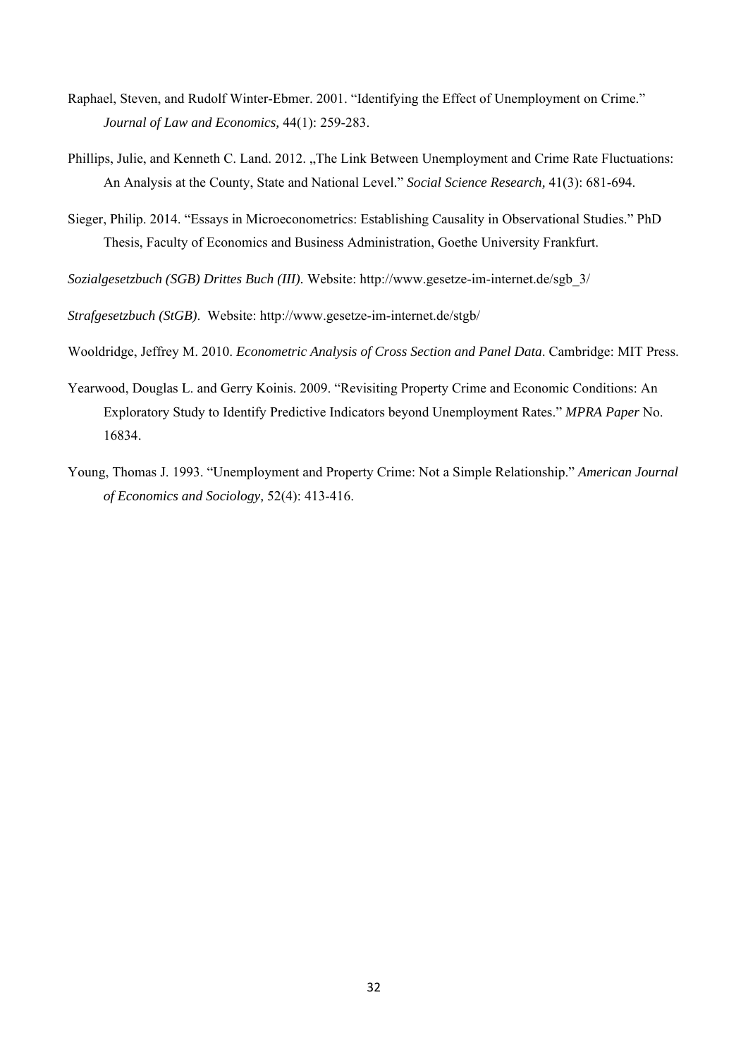Raphael, Steven, and Rudolf Winter-Ebmer. 2001. "Identifying the Effect of Unemployment on Crime." *Journal of Law and Economics,* 44(1): 259-283.

Phillips, Julie, and Kenneth C. Land. 2012. „The Link Between Unemployment and Crime Rate Fluctuations: An Analysis at the County, State and National Level." *Social Science Research*, 41(3): 681-694.

Sieger, Philip. 2014. "Essays in Microeconometrics: Establishing Causality in Observational Studies." PhD Thesis, Faculty of Economics and Business Administration, Goethe University Frankfurt.

*Sozialgesetzbuch (SGB) Drittes Buch (III)*. Website: http://www.gesetze-im-internet.de/sgb_3/

*Strafgesetzbuch (StGB)*. Website: http://www.gesetze-im-internet.de/stgb/

Wooldridge, Jeffrey M. 2010. *Econometric Analysis of Cross Section and Panel Data*. Cambridge: MIT Press.

Yearwood, Douglas L. and Gerry Koinis. 2009. "Revisiting Property Crime and Economic Conditions: An Exploratory Study to Identify Predictive Indicators beyond Unemployment Rates." *MPRA Paper* No. 16834.

Young, Thomas J. 1993. "Unemployment and Property Crime: Not a Simple Relationship." *American Journal of Economics and Sociology,* 52(4): 413-416.